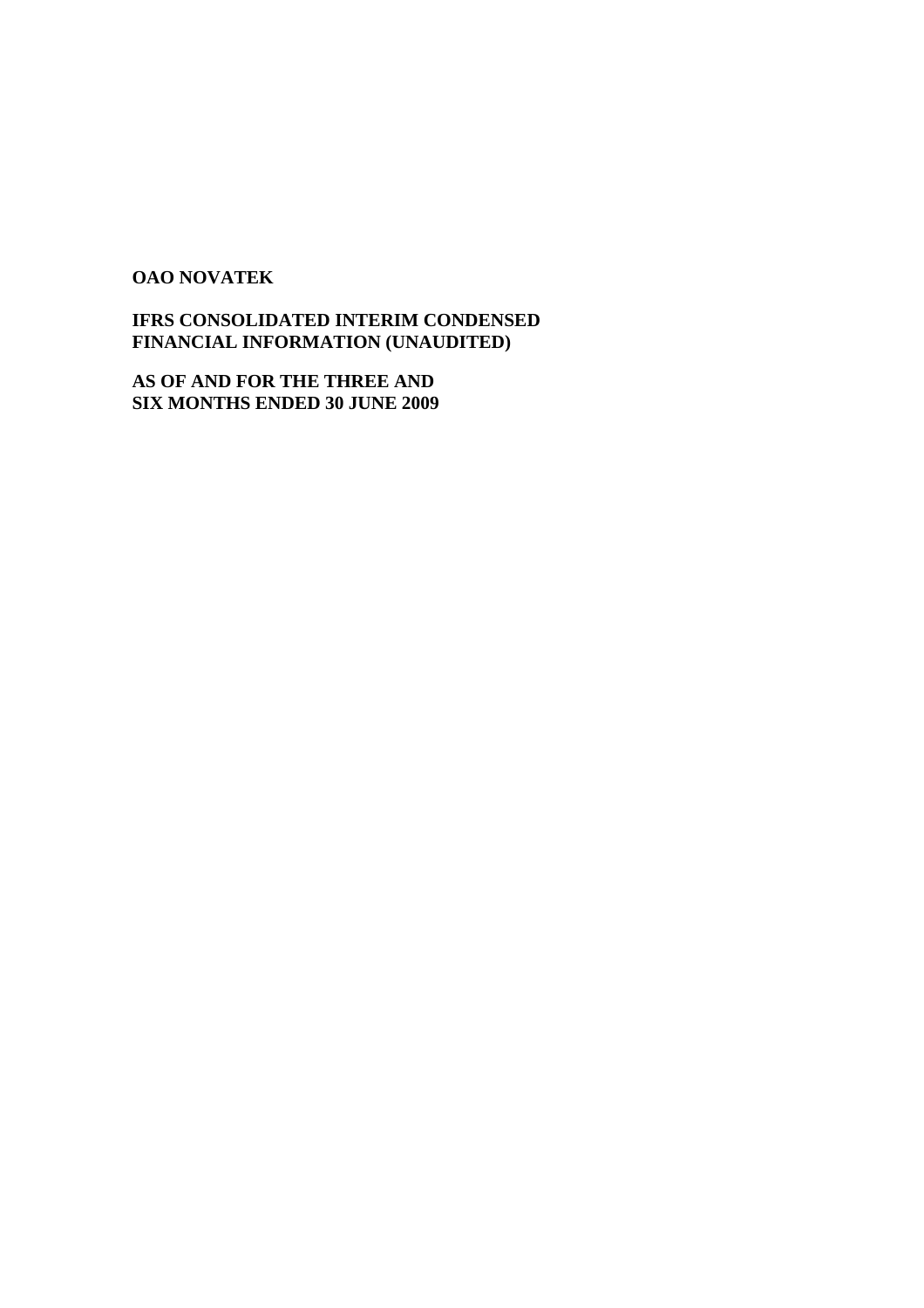**OAO NOVATEK**

**IFRS CONSOLIDATED INTERIM CONDENSED FINANCIAL INFORMATION (UNAUDITED)**

**AS OF AND FOR THE THREE AND SIX MONTHS ENDED 30 JUNE 2009**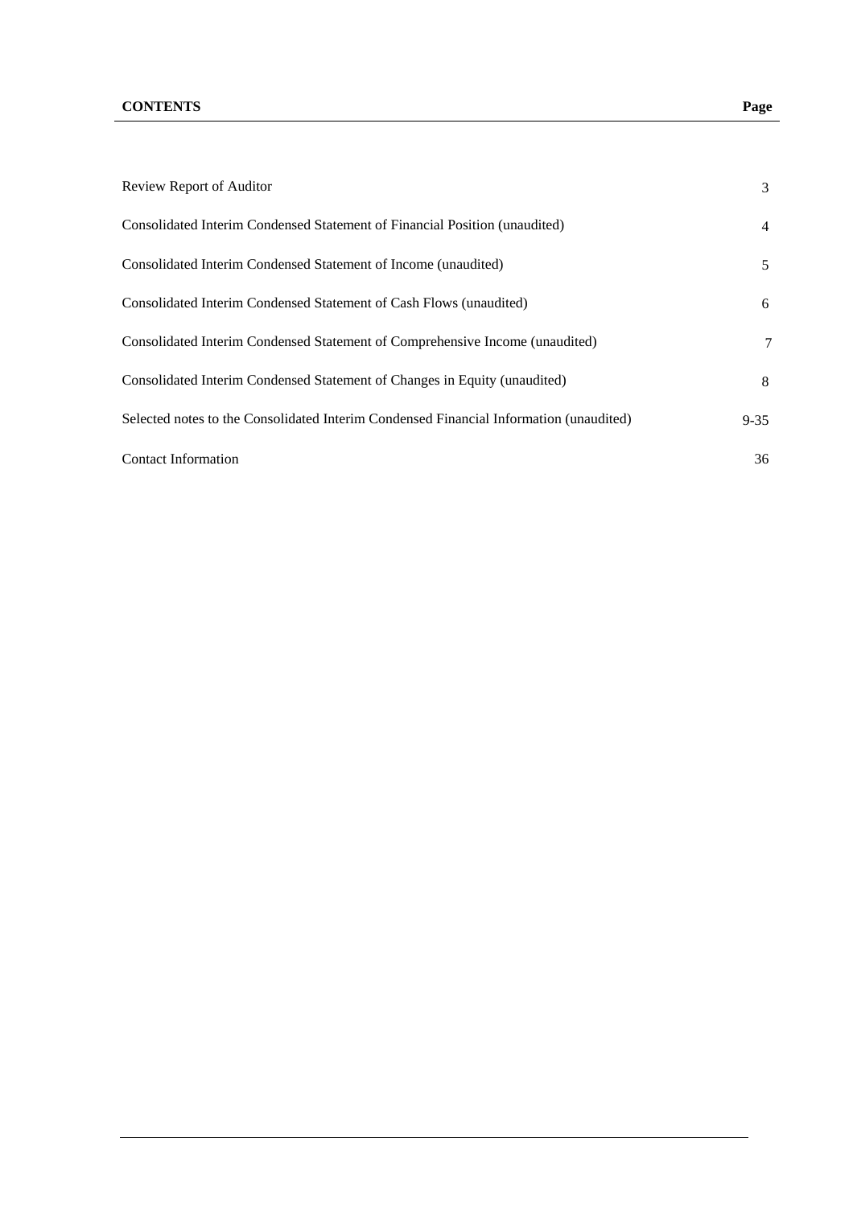| **CONTENTS** | **Page** |
| --- | --- |
| Review Report of Auditor | 3 |
| Consolidated Interim Condensed Statement of Financial Position (unaudited) | 4 |
| Consolidated Interim Condensed Statement of Income (unaudited) | 5 |
| Consolidated Interim Condensed Statement of Cash Flows (unaudited) | 6 |
| Consolidated Interim Condensed Statement of Comprehensive Income (unaudited) | 7 |
| Consolidated Interim Condensed Statement of Changes in Equity (unaudited) | 8 |
| Selected notes to the Consolidated Interim Condensed Financial Information (unaudited) | 9-35 |
| Contact Information | 36 |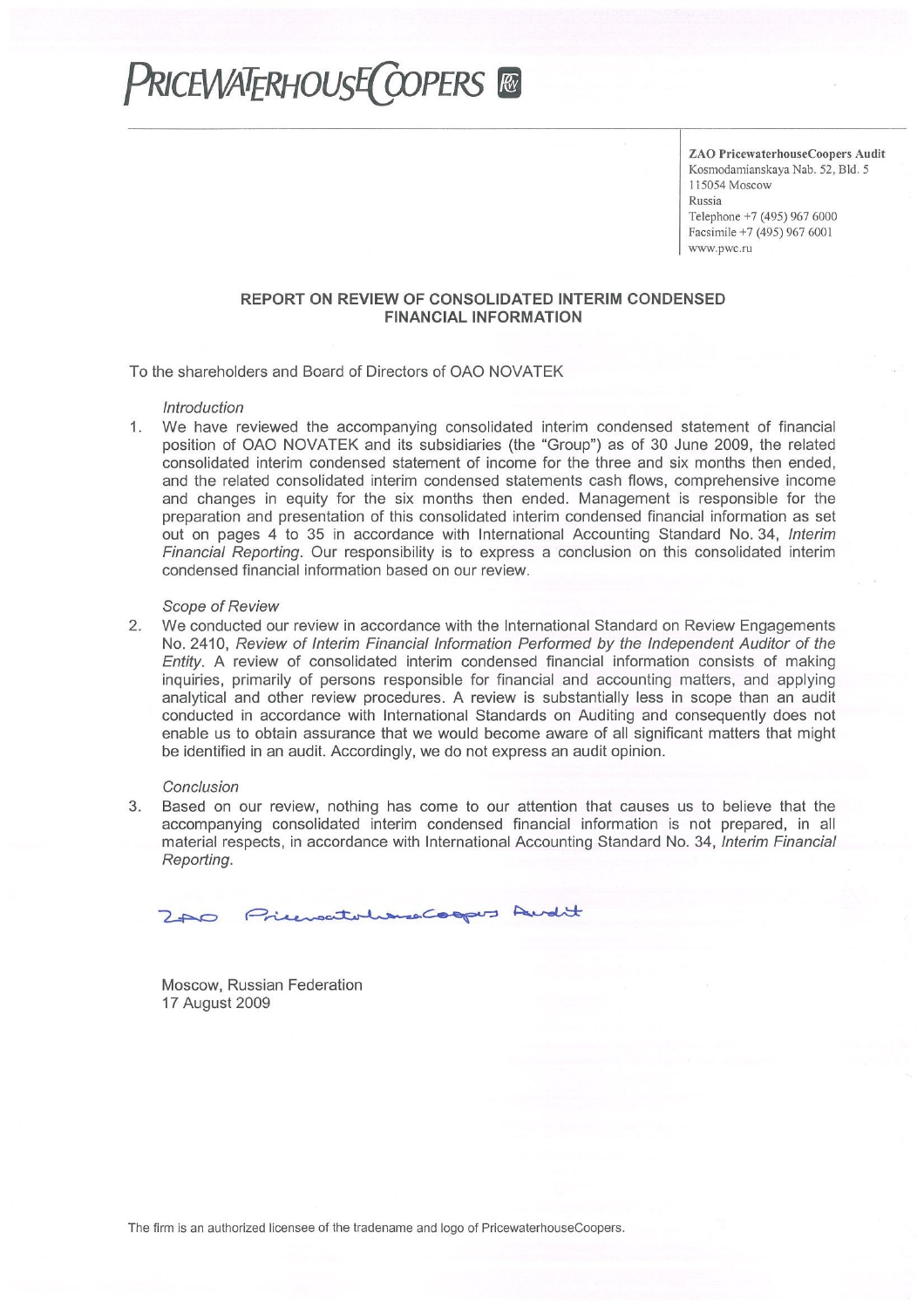# PRICEWATERHOUSECOOPERS

**ZAO PricewaterhouseCoopers Audit**
Kosmodamianskaya Nab. 52, Bld. 5
115054 Moscow
Russia
Telephone +7 (495) 967 6000
Facsimile +7 (495) 967 6001
www.pwc.ru

## REPORT ON REVIEW OF CONSOLIDATED INTERIM CONDENSED FINANCIAL INFORMATION

To the shareholders and Board of Directors of OAO NOVATEK

*Introduction*

1. We have reviewed the accompanying consolidated interim condensed statement of financial position of OAO NOVATEK and its subsidiaries (the "Group") as of 30 June 2009, the related consolidated interim condensed statement of income for the three and six months then ended, and the related consolidated interim condensed statements cash flows, comprehensive income and changes in equity for the six months then ended. Management is responsible for the preparation and presentation of this consolidated interim condensed financial information as set out on pages 4 to 35 in accordance with International Accounting Standard No. 34, *Interim Financial Reporting*. Our responsibility is to express a conclusion on this consolidated interim condensed financial information based on our review.

*Scope of Review*

2. We conducted our review in accordance with the International Standard on Review Engagements No. 2410, *Review of Interim Financial Information Performed by the Independent Auditor of the Entity*. A review of consolidated interim condensed financial information consists of making inquiries, primarily of persons responsible for financial and accounting matters, and applying analytical and other review procedures. A review is substantially less in scope than an audit conducted in accordance with International Standards on Auditing and consequently does not enable us to obtain assurance that we would become aware of all significant matters that might be identified in an audit. Accordingly, we do not express an audit opinion.

*Conclusion*

3. Based on our review, nothing has come to our attention that causes us to believe that the accompanying consolidated interim condensed financial information is not prepared, in all material respects, in accordance with International Accounting Standard No. 34, *Interim Financial Reporting*.

ZAO PricewaterhouseCoopers Audit

Moscow, Russian Federation
17 August 2009

The firm is an authorized licensee of the tradename and logo of PricewaterhouseCoopers.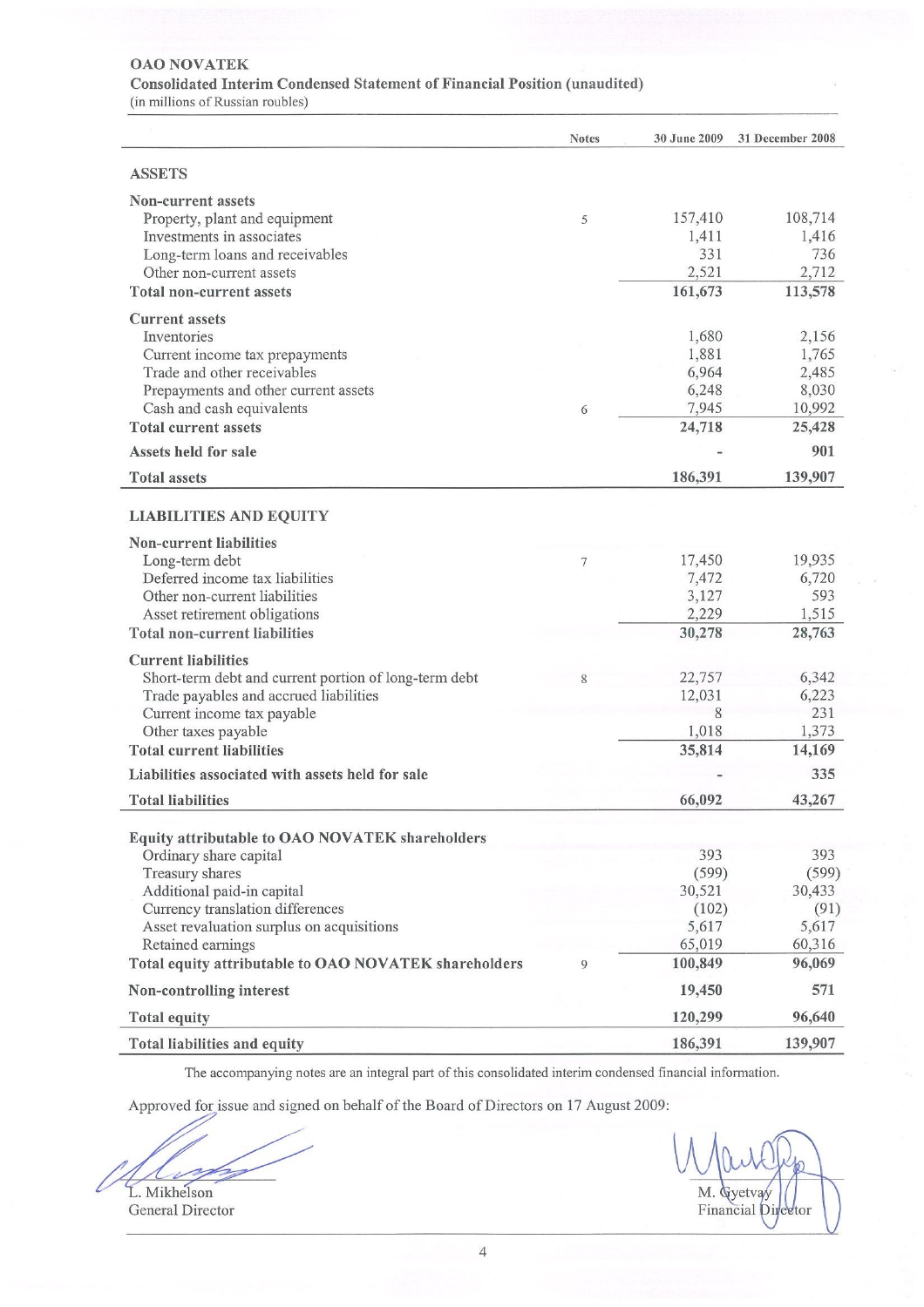**OAO NOVATEK**

**Consolidated Interim Condensed Statement of Financial Position (unaudited)**

(in millions of Russian roubles)

| | Notes | 30 June 2009 | 31 December 2008 |
|---|---|---|---|
| **ASSETS** | | | |
| **Non-current assets** | | | |
| Property, plant and equipment | 5 | 157,410 | 108,714 |
| Investments in associates | | 1,411 | 1,416 |
| Long-term loans and receivables | | 331 | 736 |
| Other non-current assets | | 2,521 | 2,712 |
| **Total non-current assets** | | **161,673** | **113,578** |
| **Current assets** | | | |
| Inventories | | 1,680 | 2,156 |
| Current income tax prepayments | | 1,881 | 1,765 |
| Trade and other receivables | | 6,964 | 2,485 |
| Prepayments and other current assets | | 6,248 | 8,030 |
| Cash and cash equivalents | 6 | 7,945 | 10,992 |
| **Total current assets** | | **24,718** | **25,428** |
| **Assets held for sale** | | - | **901** |
| **Total assets** | | **186,391** | **139,907** |
| **LIABILITIES AND EQUITY** | | | |
| **Non-current liabilities** | | | |
| Long-term debt | 7 | 17,450 | 19,935 |
| Deferred income tax liabilities | | 7,472 | 6,720 |
| Other non-current liabilities | | 3,127 | 593 |
| Asset retirement obligations | | 2,229 | 1,515 |
| **Total non-current liabilities** | | **30,278** | **28,763** |
| **Current liabilities** | | | |
| Short-term debt and current portion of long-term debt | 8 | 22,757 | 6,342 |
| Trade payables and accrued liabilities | | 12,031 | 6,223 |
| Current income tax payable | | 8 | 231 |
| Other taxes payable | | 1,018 | 1,373 |
| **Total current liabilities** | | **35,814** | **14,169** |
| **Liabilities associated with assets held for sale** | | - | **335** |
| **Total liabilities** | | **66,092** | **43,267** |
| **Equity attributable to OAO NOVATEK shareholders** | | | |
| Ordinary share capital | | 393 | 393 |
| Treasury shares | | (599) | (599) |
| Additional paid-in capital | | 30,521 | 30,433 |
| Currency translation differences | | (102) | (91) |
| Asset revaluation surplus on acquisitions | | 5,617 | 5,617 |
| Retained earnings | | 65,019 | 60,316 |
| **Total equity attributable to OAO NOVATEK shareholders** | 9 | **100,849** | **96,069** |
| **Non-controlling interest** | | **19,450** | **571** |
| **Total equity** | | **120,299** | **96,640** |
| **Total liabilities and equity** | | **186,391** | **139,907** |

The accompanying notes are an integral part of this consolidated interim condensed financial information.

Approved for issue and signed on behalf of the Board of Directors on 17 August 2009:

L. Mikhelson
General Director

M. Gyetvay
Financial Director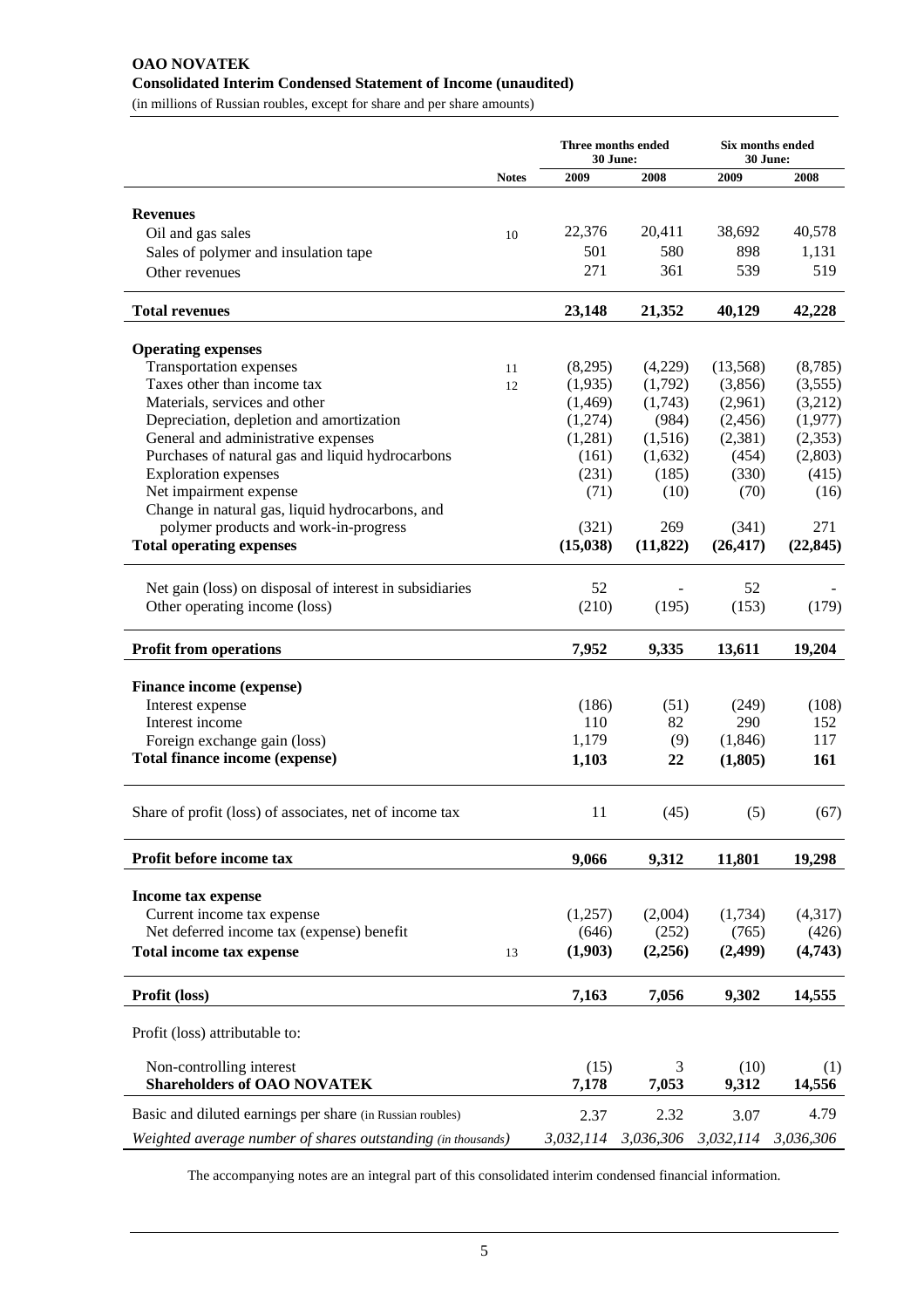**OAO NOVATEK**

**Consolidated Interim Condensed Statement of Income (unaudited)**

(in millions of Russian roubles, except for share and per share amounts)

| | Notes | Three months ended 30 June: | | Six months ended 30 June: | |
|---|---|---|---|---|---|
| | | 2009 | 2008 | 2009 | 2008 |
| **Revenues** | | | | | |
| Oil and gas sales | 10 | 22,376 | 20,411 | 38,692 | 40,578 |
| Sales of polymer and insulation tape | | 501 | 580 | 898 | 1,131 |
| Other revenues | | 271 | 361 | 539 | 519 |
| **Total revenues** | | **23,148** | **21,352** | **40,129** | **42,228** |
| **Operating expenses** | | | | | |
| Transportation expenses | 11 | (8,295) | (4,229) | (13,568) | (8,785) |
| Taxes other than income tax | 12 | (1,935) | (1,792) | (3,856) | (3,555) |
| Materials, services and other | | (1,469) | (1,743) | (2,961) | (3,212) |
| Depreciation, depletion and amortization | | (1,274) | (984) | (2,456) | (1,977) |
| General and administrative expenses | | (1,281) | (1,516) | (2,381) | (2,353) |
| Purchases of natural gas and liquid hydrocarbons | | (161) | (1,632) | (454) | (2,803) |
| Exploration expenses | | (231) | (185) | (330) | (415) |
| Net impairment expense | | (71) | (10) | (70) | (16) |
| Change in natural gas, liquid hydrocarbons, and polymer products and work-in-progress | | (321) | 269 | (341) | 271 |
| **Total operating expenses** | | **(15,038)** | **(11,822)** | **(26,417)** | **(22,845)** |
| Net gain (loss) on disposal of interest in subsidiaries | | 52 | - | 52 | - |
| Other operating income (loss) | | (210) | (195) | (153) | (179) |
| **Profit from operations** | | **7,952** | **9,335** | **13,611** | **19,204** |
| **Finance income (expense)** | | | | | |
| Interest expense | | (186) | (51) | (249) | (108) |
| Interest income | | 110 | 82 | 290 | 152 |
| Foreign exchange gain (loss) | | 1,179 | (9) | (1,846) | 117 |
| **Total finance income (expense)** | | **1,103** | **22** | **(1,805)** | **161** |
| Share of profit (loss) of associates, net of income tax | | 11 | (45) | (5) | (67) |
| **Profit before income tax** | | **9,066** | **9,312** | **11,801** | **19,298** |
| **Income tax expense** | | | | | |
| Current income tax expense | | (1,257) | (2,004) | (1,734) | (4,317) |
| Net deferred income tax (expense) benefit | | (646) | (252) | (765) | (426) |
| **Total income tax expense** | 13 | **(1,903)** | **(2,256)** | **(2,499)** | **(4,743)** |
| **Profit (loss)** | | **7,163** | **7,056** | **9,302** | **14,555** |
| Profit (loss) attributable to: | | | | | |
| Non-controlling interest | | (15) | 3 | (10) | (1) |
| **Shareholders of OAO NOVATEK** | | **7,178** | **7,053** | **9,312** | **14,556** |
| Basic and diluted earnings per share (in Russian roubles) | | 2.37 | 2.32 | 3.07 | 4.79 |
| *Weighted average number of shares outstanding (in thousands)* | | *3,032,114* | *3,036,306* | *3,032,114* | *3,036,306* |

The accompanying notes are an integral part of this consolidated interim condensed financial information.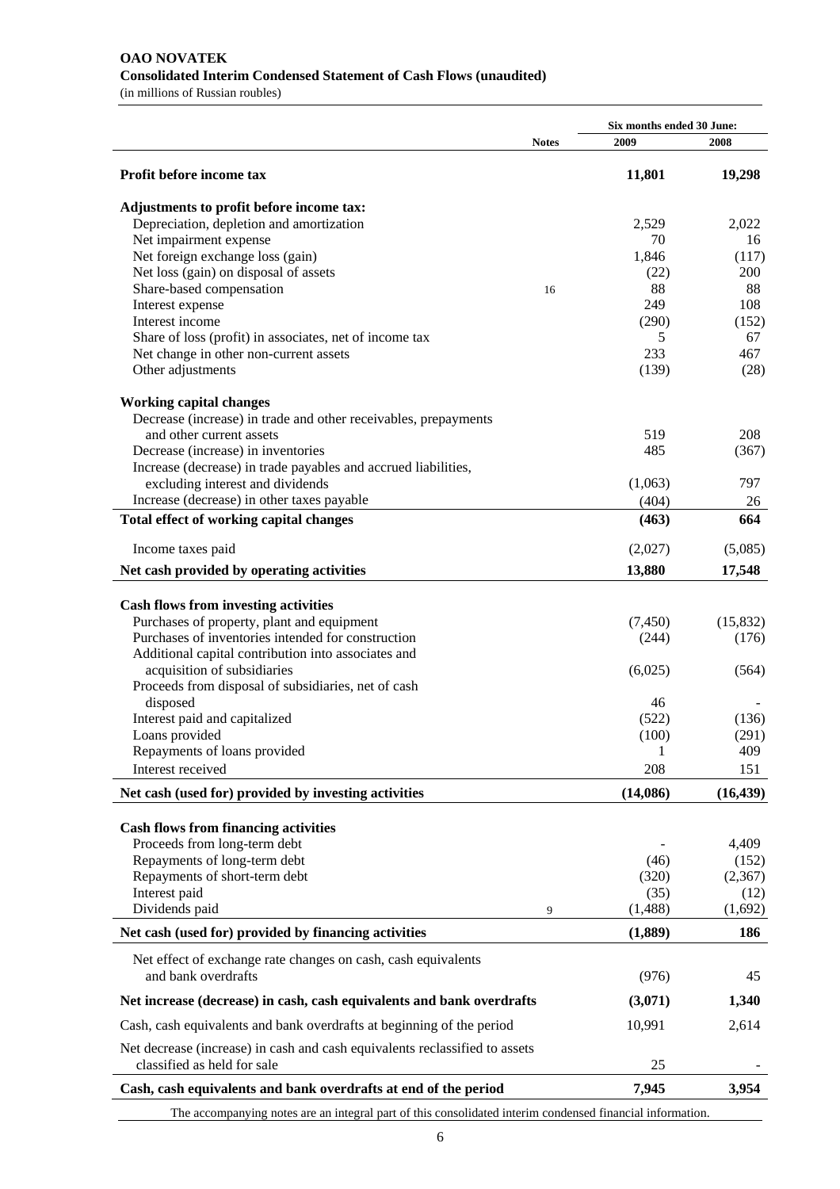**OAO NOVATEK**
**Consolidated Interim Condensed Statement of Cash Flows (unaudited)**
(in millions of Russian roubles)

| | Notes | Six months ended 30 June: 2009 | 2008 |
|---|---|---|---|
| **Profit before income tax** | | **11,801** | **19,298** |
| **Adjustments to profit before income tax:** | | | |
| Depreciation, depletion and amortization | | 2,529 | 2,022 |
| Net impairment expense | | 70 | 16 |
| Net foreign exchange loss (gain) | | 1,846 | (117) |
| Net loss (gain) on disposal of assets | | (22) | 200 |
| Share-based compensation | 16 | 88 | 88 |
| Interest expense | | 249 | 108 |
| Interest income | | (290) | (152) |
| Share of loss (profit) in associates, net of income tax | | 5 | 67 |
| Net change in other non-current assets | | 233 | 467 |
| Other adjustments | | (139) | (28) |
| **Working capital changes** | | | |
| Decrease (increase) in trade and other receivables, prepayments and other current assets | | 519 | 208 |
| Decrease (increase) in inventories | | 485 | (367) |
| Increase (decrease) in trade payables and accrued liabilities, excluding interest and dividends | | (1,063) | 797 |
| Increase (decrease) in other taxes payable | | (404) | 26 |
| **Total effect of working capital changes** | | **(463)** | **664** |
| Income taxes paid | | (2,027) | (5,085) |
| **Net cash provided by operating activities** | | **13,880** | **17,548** |
| **Cash flows from investing activities** | | | |
| Purchases of property, plant and equipment | | (7,450) | (15,832) |
| Purchases of inventories intended for construction | | (244) | (176) |
| Additional capital contribution into associates and acquisition of subsidiaries | | (6,025) | (564) |
| Proceeds from disposal of subsidiaries, net of cash disposed | | 46 | - |
| Interest paid and capitalized | | (522) | (136) |
| Loans provided | | (100) | (291) |
| Repayments of loans provided | | 1 | 409 |
| Interest received | | 208 | 151 |
| **Net cash (used for) provided by investing activities** | | **(14,086)** | **(16,439)** |
| **Cash flows from financing activities** | | | |
| Proceeds from long-term debt | | - | 4,409 |
| Repayments of long-term debt | | (46) | (152) |
| Repayments of short-term debt | | (320) | (2,367) |
| Interest paid | | (35) | (12) |
| Dividends paid | 9 | (1,488) | (1,692) |
| **Net cash (used for) provided by financing activities** | | **(1,889)** | **186** |
| Net effect of exchange rate changes on cash, cash equivalents and bank overdrafts | | (976) | 45 |
| **Net increase (decrease) in cash, cash equivalents and bank overdrafts** | | **(3,071)** | **1,340** |
| Cash, cash equivalents and bank overdrafts at beginning of the period | | 10,991 | 2,614 |
| Net decrease (increase) in cash and cash equivalents reclassified to assets classified as held for sale | | 25 | - |
| **Cash, cash equivalents and bank overdrafts at end of the period** | | **7,945** | **3,954** |

The accompanying notes are an integral part of this consolidated interim condensed financial information.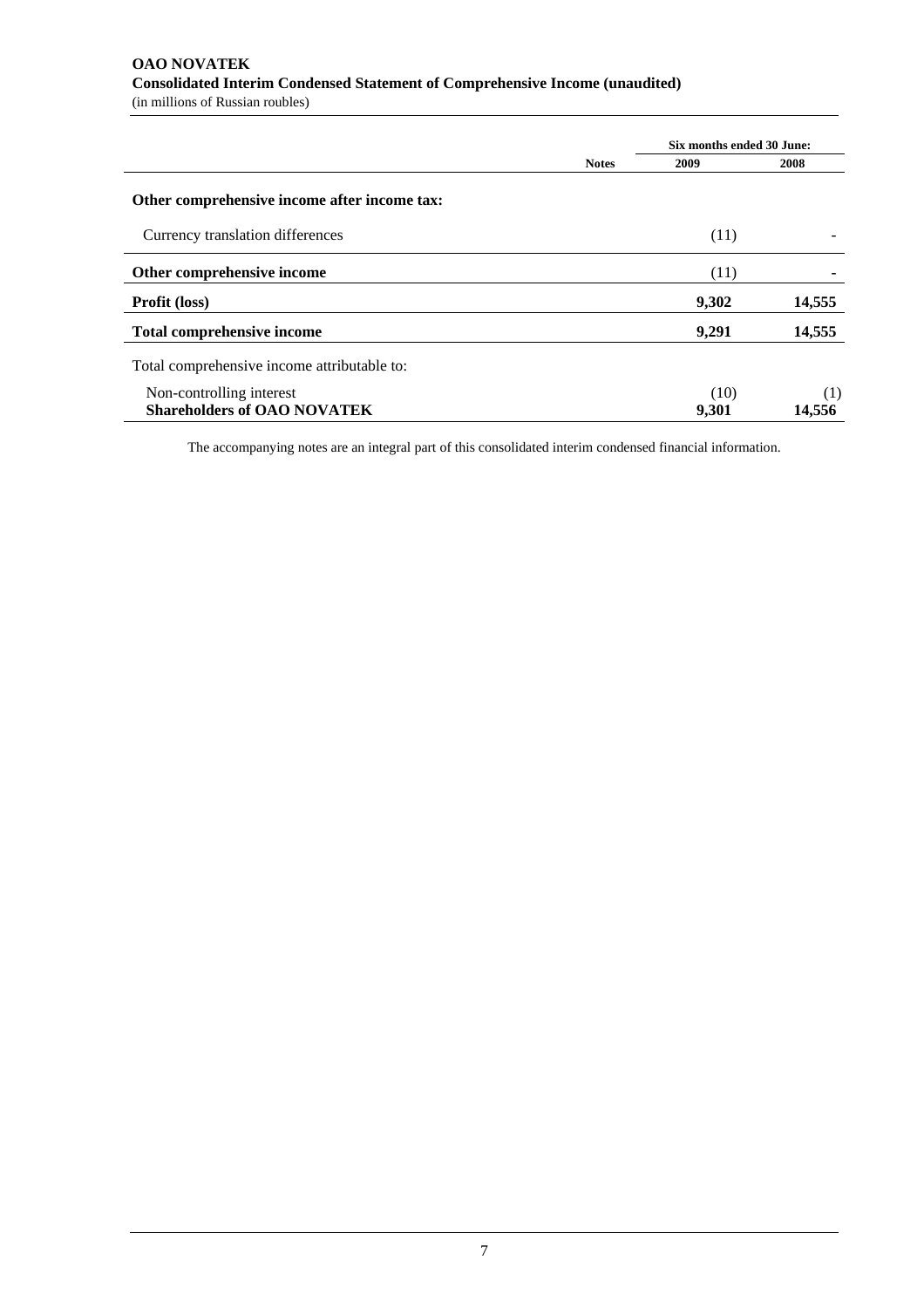**OAO NOVATEK**
**Consolidated Interim Condensed Statement of Comprehensive Income (unaudited)**
(in millions of Russian roubles)

| | Notes | Six months ended 30 June: 2009 | 2008 |
|---|---|---|---|
| **Other comprehensive income after income tax:** | | | |
| Currency translation differences | | (11) | - |
| **Other comprehensive income** | | (11) | - |
| **Profit (loss)** | | **9,302** | **14,555** |
| **Total comprehensive income** | | **9,291** | **14,555** |
| Total comprehensive income attributable to: | | | |
| Non-controlling interest | | (10) | (1) |
| **Shareholders of OAO NOVATEK** | | **9,301** | **14,556** |

The accompanying notes are an integral part of this consolidated interim condensed financial information.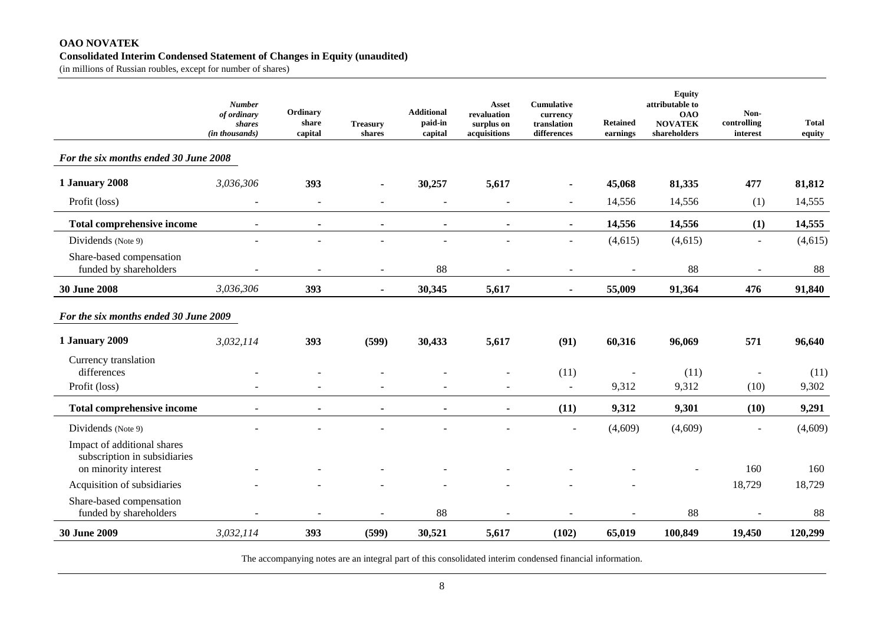**OAO NOVATEK**

**Consolidated Interim Condensed Statement of Changes in Equity (unaudited)**

(in millions of Russian roubles, except for number of shares)

| | *Number of ordinary shares (in thousands)* | Ordinary share capital | Treasury shares | Additional paid-in capital | Asset revaluation surplus on acquisitions | Cumulative currency translation differences | Retained earnings | Equity attributable to OAO NOVATEK shareholders | Non-controlling interest | Total equity |
|---|---|---|---|---|---|---|---|---|---|---|
| ***For the six months ended 30 June 2008*** | | | | | | | | | | |
| **1 January 2008** | *3,036,306* | **393** | **-** | **30,257** | **5,617** | **-** | **45,068** | **81,335** | **477** | **81,812** |
| Profit (loss) | - | - | - | - | - | - | 14,556 | 14,556 | (1) | 14,555 |
| **Total comprehensive income** | - | **-** | **-** | **-** | **-** | **-** | **14,556** | **14,556** | **(1)** | **14,555** |
| Dividends (Note 9) | - | - | - | - | - | - | (4,615) | (4,615) | - | (4,615) |
| Share-based compensation funded by shareholders | - | - | - | 88 | - | - | - | 88 | - | 88 |
| **30 June 2008** | *3,036,306* | **393** | **-** | **30,345** | **5,617** | **-** | **55,009** | **91,364** | **476** | **91,840** |
| ***For the six months ended 30 June 2009*** | | | | | | | | | | |
| **1 January 2009** | *3,032,114* | **393** | **(599)** | **30,433** | **5,617** | **(91)** | **60,316** | **96,069** | **571** | **96,640** |
| Currency translation differences | - | - | - | - | - | (11) | - | (11) | - | (11) |
| Profit (loss) | - | - | - | - | - | - | 9,312 | 9,312 | (10) | 9,302 |
| **Total comprehensive income** | - | **-** | **-** | **-** | **-** | **(11)** | **9,312** | **9,301** | **(10)** | **9,291** |
| Dividends (Note 9) | - | - | - | - | - | - | (4,609) | (4,609) | - | (4,609) |
| Impact of additional shares subscription in subsidiaries on minority interest | - | - | - | - | - | - | - | - | 160 | 160 |
| Acquisition of subsidiaries | - | - | - | - | - | - | - | | 18,729 | 18,729 |
| Share-based compensation funded by shareholders | - | - | - | 88 | - | - | - | 88 | - | 88 |
| **30 June 2009** | *3,032,114* | **393** | **(599)** | **30,521** | **5,617** | **(102)** | **65,019** | **100,849** | **19,450** | **120,299** |

The accompanying notes are an integral part of this consolidated interim condensed financial information.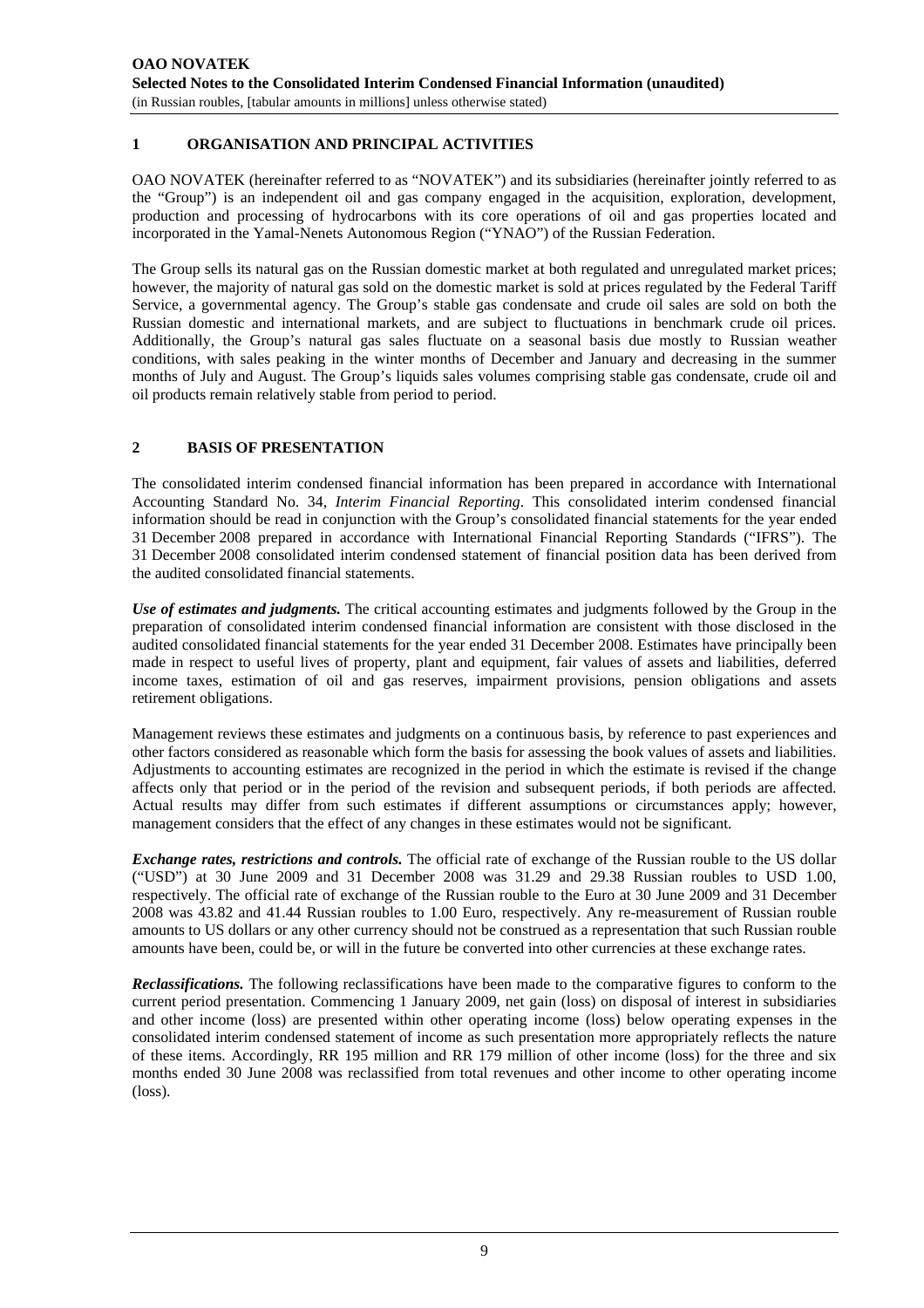## 1 ORGANISATION AND PRINCIPAL ACTIVITIES

OAO NOVATEK (hereinafter referred to as "NOVATEK") and its subsidiaries (hereinafter jointly referred to as the "Group") is an independent oil and gas company engaged in the acquisition, exploration, development, production and processing of hydrocarbons with its core operations of oil and gas properties located and incorporated in the Yamal-Nenets Autonomous Region ("YNAO") of the Russian Federation.

The Group sells its natural gas on the Russian domestic market at both regulated and unregulated market prices; however, the majority of natural gas sold on the domestic market is sold at prices regulated by the Federal Tariff Service, a governmental agency. The Group's stable gas condensate and crude oil sales are sold on both the Russian domestic and international markets, and are subject to fluctuations in benchmark crude oil prices. Additionally, the Group's natural gas sales fluctuate on a seasonal basis due mostly to Russian weather conditions, with sales peaking in the winter months of December and January and decreasing in the summer months of July and August. The Group's liquids sales volumes comprising stable gas condensate, crude oil and oil products remain relatively stable from period to period.

## 2 BASIS OF PRESENTATION

The consolidated interim condensed financial information has been prepared in accordance with International Accounting Standard No. 34, *Interim Financial Reporting*. This consolidated interim condensed financial information should be read in conjunction with the Group's consolidated financial statements for the year ended 31 December 2008 prepared in accordance with International Financial Reporting Standards ("IFRS"). The 31 December 2008 consolidated interim condensed statement of financial position data has been derived from the audited consolidated financial statements.

***Use of estimates and judgments.*** The critical accounting estimates and judgments followed by the Group in the preparation of consolidated interim condensed financial information are consistent with those disclosed in the audited consolidated financial statements for the year ended 31 December 2008. Estimates have principally been made in respect to useful lives of property, plant and equipment, fair values of assets and liabilities, deferred income taxes, estimation of oil and gas reserves, impairment provisions, pension obligations and assets retirement obligations.

Management reviews these estimates and judgments on a continuous basis, by reference to past experiences and other factors considered as reasonable which form the basis for assessing the book values of assets and liabilities. Adjustments to accounting estimates are recognized in the period in which the estimate is revised if the change affects only that period or in the period of the revision and subsequent periods, if both periods are affected. Actual results may differ from such estimates if different assumptions or circumstances apply; however, management considers that the effect of any changes in these estimates would not be significant.

***Exchange rates, restrictions and controls.*** The official rate of exchange of the Russian rouble to the US dollar ("USD") at 30 June 2009 and 31 December 2008 was 31.29 and 29.38 Russian roubles to USD 1.00, respectively. The official rate of exchange of the Russian rouble to the Euro at 30 June 2009 and 31 December 2008 was 43.82 and 41.44 Russian roubles to 1.00 Euro, respectively. Any re-measurement of Russian rouble amounts to US dollars or any other currency should not be construed as a representation that such Russian rouble amounts have been, could be, or will in the future be converted into other currencies at these exchange rates.

***Reclassifications.*** The following reclassifications have been made to the comparative figures to conform to the current period presentation. Commencing 1 January 2009, net gain (loss) on disposal of interest in subsidiaries and other income (loss) are presented within other operating income (loss) below operating expenses in the consolidated interim condensed statement of income as such presentation more appropriately reflects the nature of these items. Accordingly, RR 195 million and RR 179 million of other income (loss) for the three and six months ended 30 June 2008 was reclassified from total revenues and other income to other operating income (loss).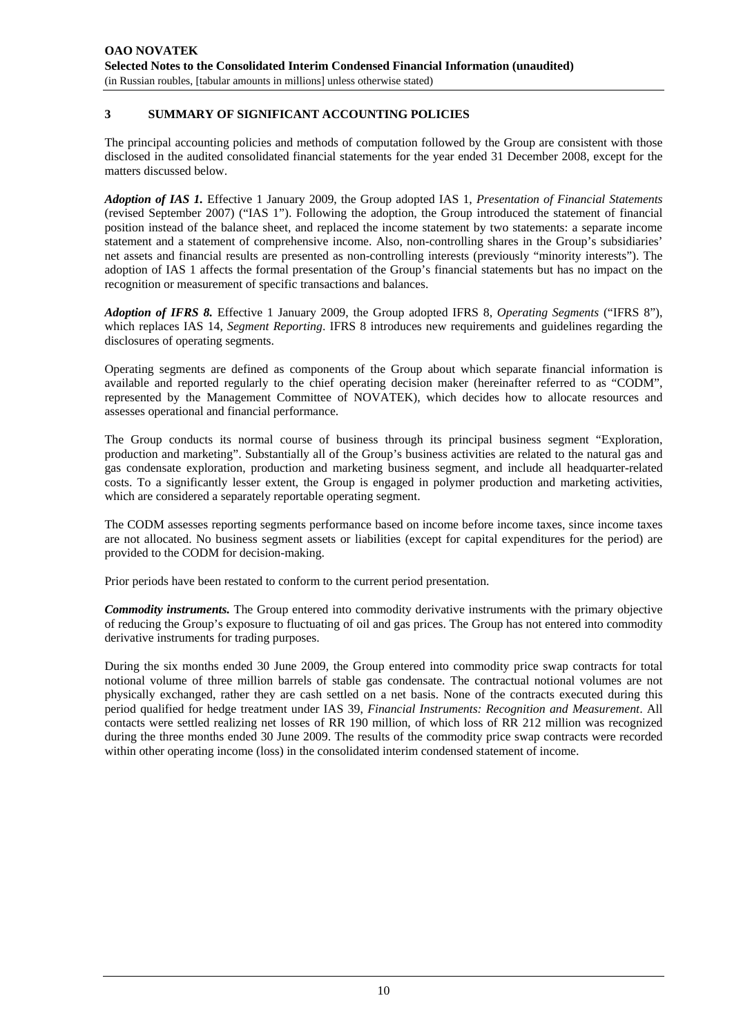## 3 SUMMARY OF SIGNIFICANT ACCOUNTING POLICIES

The principal accounting policies and methods of computation followed by the Group are consistent with those disclosed in the audited consolidated financial statements for the year ended 31 December 2008, except for the matters discussed below.

***Adoption of IAS 1.*** Effective 1 January 2009, the Group adopted IAS 1, *Presentation of Financial Statements* (revised September 2007) ("IAS 1"). Following the adoption, the Group introduced the statement of financial position instead of the balance sheet, and replaced the income statement by two statements: a separate income statement and a statement of comprehensive income. Also, non-controlling shares in the Group's subsidiaries' net assets and financial results are presented as non-controlling interests (previously "minority interests"). The adoption of IAS 1 affects the formal presentation of the Group's financial statements but has no impact on the recognition or measurement of specific transactions and balances.

***Adoption of IFRS 8.*** Effective 1 January 2009, the Group adopted IFRS 8, *Operating Segments* ("IFRS 8"), which replaces IAS 14, *Segment Reporting*. IFRS 8 introduces new requirements and guidelines regarding the disclosures of operating segments.

Operating segments are defined as components of the Group about which separate financial information is available and reported regularly to the chief operating decision maker (hereinafter referred to as "CODM", represented by the Management Committee of NOVATEK), which decides how to allocate resources and assesses operational and financial performance.

The Group conducts its normal course of business through its principal business segment "Exploration, production and marketing". Substantially all of the Group's business activities are related to the natural gas and gas condensate exploration, production and marketing business segment, and include all headquarter-related costs. To a significantly lesser extent, the Group is engaged in polymer production and marketing activities, which are considered a separately reportable operating segment.

The CODM assesses reporting segments performance based on income before income taxes, since income taxes are not allocated. No business segment assets or liabilities (except for capital expenditures for the period) are provided to the CODM for decision-making.

Prior periods have been restated to conform to the current period presentation.

***Commodity instruments.*** The Group entered into commodity derivative instruments with the primary objective of reducing the Group's exposure to fluctuating of oil and gas prices. The Group has not entered into commodity derivative instruments for trading purposes.

During the six months ended 30 June 2009, the Group entered into commodity price swap contracts for total notional volume of three million barrels of stable gas condensate. The contractual notional volumes are not physically exchanged, rather they are cash settled on a net basis. None of the contracts executed during this period qualified for hedge treatment under IAS 39, *Financial Instruments: Recognition and Measurement*. All contacts were settled realizing net losses of RR 190 million, of which loss of RR 212 million was recognized during the three months ended 30 June 2009. The results of the commodity price swap contracts were recorded within other operating income (loss) in the consolidated interim condensed statement of income.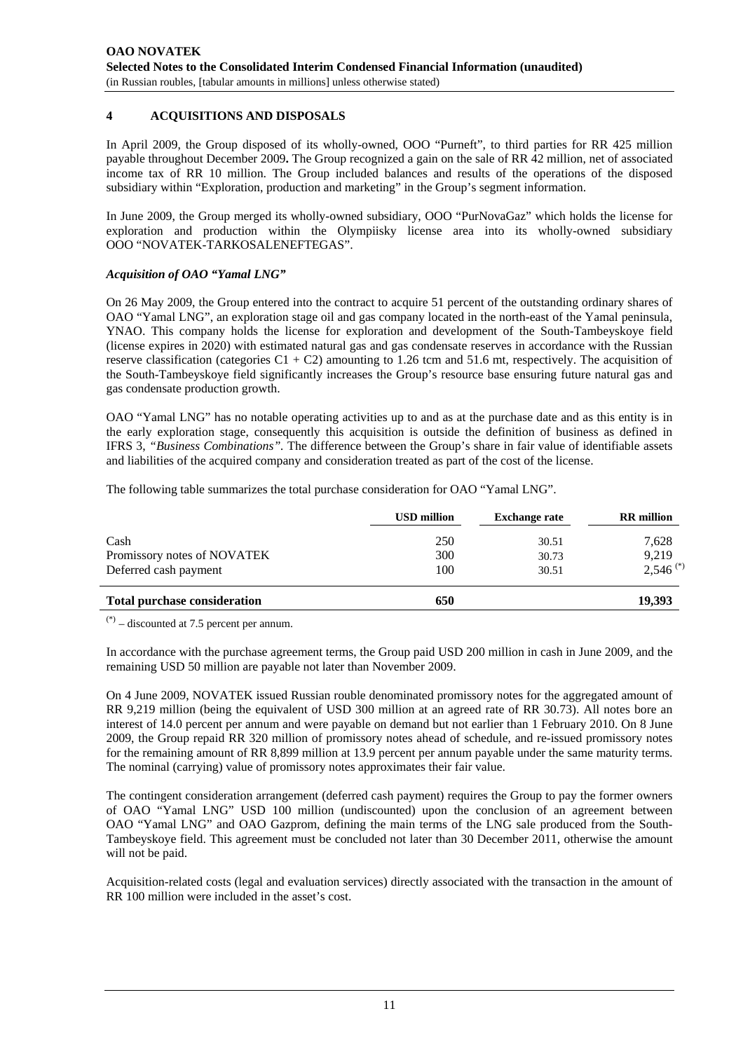## 4 ACQUISITIONS AND DISPOSALS

In April 2009, the Group disposed of its wholly-owned, OOO "Purneft", to third parties for RR 425 million payable throughout December 2009**.** The Group recognized a gain on the sale of RR 42 million, net of associated income tax of RR 10 million. The Group included balances and results of the operations of the disposed subsidiary within "Exploration, production and marketing" in the Group's segment information.

In June 2009, the Group merged its wholly-owned subsidiary, OOO "PurNovaGaz" which holds the license for exploration and production within the Olympiisky license area into its wholly-owned subsidiary OOO "NOVATEK-TARKOSALENEFTEGAS".

### *Acquisition of OAO "Yamal LNG"*

On 26 May 2009, the Group entered into the contract to acquire 51 percent of the outstanding ordinary shares of OAO "Yamal LNG", an exploration stage oil and gas company located in the north-east of the Yamal peninsula, YNAO. This company holds the license for exploration and development of the South-Tambeyskoye field (license expires in 2020) with estimated natural gas and gas condensate reserves in accordance with the Russian reserve classification (categories C1 + C2) amounting to 1.26 tcm and 51.6 mt, respectively. The acquisition of the South-Tambeyskoye field significantly increases the Group's resource base ensuring future natural gas and gas condensate production growth.

OAO "Yamal LNG" has no notable operating activities up to and as at the purchase date and as this entity is in the early exploration stage, consequently this acquisition is outside the definition of business as defined in IFRS 3, *"Business Combinations"*. The difference between the Group's share in fair value of identifiable assets and liabilities of the acquired company and consideration treated as part of the cost of the license.

The following table summarizes the total purchase consideration for OAO "Yamal LNG".

| | USD million | Exchange rate | RR million |
|---|---|---|---|
| Cash | 250 | 30.51 | 7,628 |
| Promissory notes of NOVATEK | 300 | 30.73 | 9,219 |
| Deferred cash payment | 100 | 30.51 | 2,546 (*) |
| **Total purchase consideration** | **650** | | **19,393** |

(*) – discounted at 7.5 percent per annum.

In accordance with the purchase agreement terms, the Group paid USD 200 million in cash in June 2009, and the remaining USD 50 million are payable not later than November 2009.

On 4 June 2009, NOVATEK issued Russian rouble denominated promissory notes for the aggregated amount of RR 9,219 million (being the equivalent of USD 300 million at an agreed rate of RR 30.73). All notes bore an interest of 14.0 percent per annum and were payable on demand but not earlier than 1 February 2010. On 8 June 2009, the Group repaid RR 320 million of promissory notes ahead of schedule, and re-issued promissory notes for the remaining amount of RR 8,899 million at 13.9 percent per annum payable under the same maturity terms. The nominal (carrying) value of promissory notes approximates their fair value.

The contingent consideration arrangement (deferred cash payment) requires the Group to pay the former owners of OAO "Yamal LNG" USD 100 million (undiscounted) upon the conclusion of an agreement between OAO "Yamal LNG" and OAO Gazprom, defining the main terms of the LNG sale produced from the South-Tambeyskoye field. This agreement must be concluded not later than 30 December 2011, otherwise the amount will not be paid.

Acquisition-related costs (legal and evaluation services) directly associated with the transaction in the amount of RR 100 million were included in the asset's cost.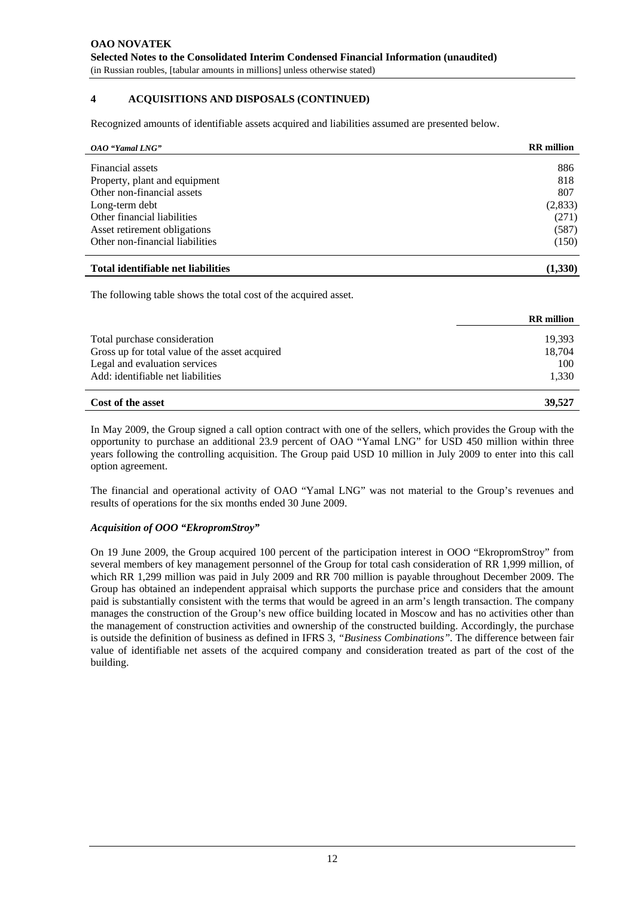## 4 ACQUISITIONS AND DISPOSALS (CONTINUED)

Recognized amounts of identifiable assets acquired and liabilities assumed are presented below.

| *OAO "Yamal LNG"* | RR million |
|---|---|
| Financial assets | 886 |
| Property, plant and equipment | 818 |
| Other non-financial assets | 807 |
| Long-term debt | (2,833) |
| Other financial liabilities | (271) |
| Asset retirement obligations | (587) |
| Other non-financial liabilities | (150) |
| **Total identifiable net liabilities** | **(1,330)** |

The following table shows the total cost of the acquired asset.

| | RR million |
|---|---|
| Total purchase consideration | 19,393 |
| Gross up for total value of the asset acquired | 18,704 |
| Legal and evaluation services | 100 |
| Add: identifiable net liabilities | 1,330 |
| **Cost of the asset** | **39,527** |

In May 2009, the Group signed a call option contract with one of the sellers, which provides the Group with the opportunity to purchase an additional 23.9 percent of OAO "Yamal LNG" for USD 450 million within three years following the controlling acquisition. The Group paid USD 10 million in July 2009 to enter into this call option agreement.

The financial and operational activity of OAO "Yamal LNG" was not material to the Group's revenues and results of operations for the six months ended 30 June 2009.

***Acquisition of OOO "EkropromStroy"***

On 19 June 2009, the Group acquired 100 percent of the participation interest in OOO "EkropromStroy" from several members of key management personnel of the Group for total cash consideration of RR 1,999 million, of which RR 1,299 million was paid in July 2009 and RR 700 million is payable throughout December 2009. The Group has obtained an independent appraisal which supports the purchase price and considers that the amount paid is substantially consistent with the terms that would be agreed in an arm's length transaction. The company manages the construction of the Group's new office building located in Moscow and has no activities other than the management of construction activities and ownership of the constructed building. Accordingly, the purchase is outside the definition of business as defined in IFRS 3, *"Business Combinations"*. The difference between fair value of identifiable net assets of the acquired company and consideration treated as part of the cost of the building.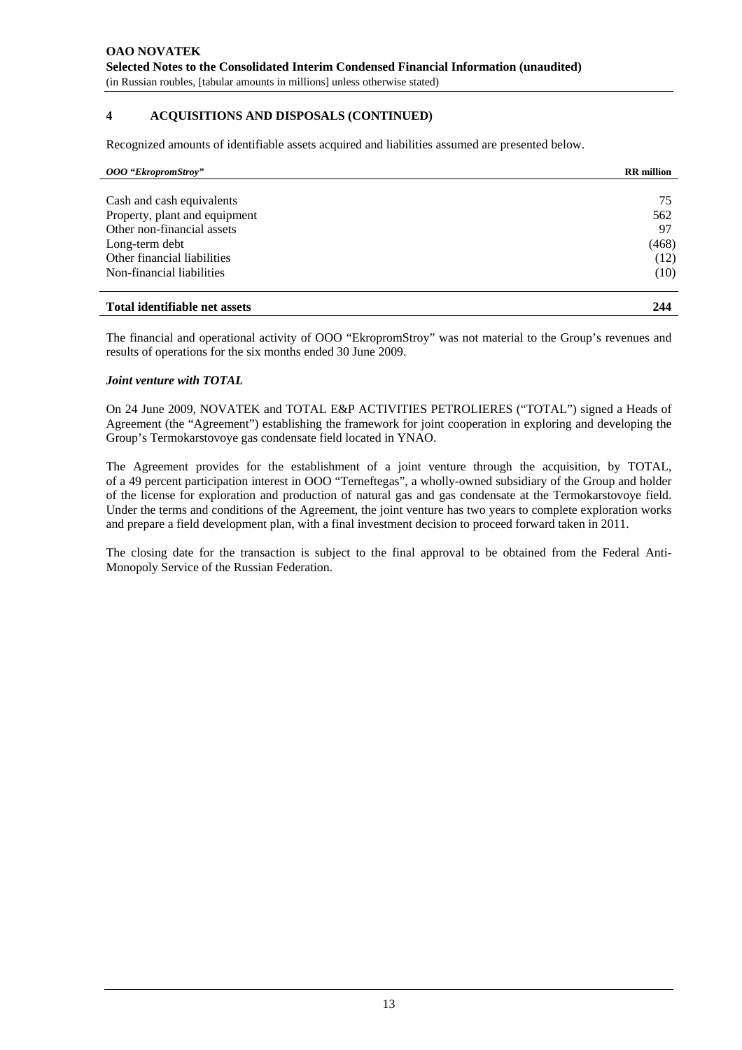## 4 ACQUISITIONS AND DISPOSALS (CONTINUED)

Recognized amounts of identifiable assets acquired and liabilities assumed are presented below.

| *OOO "EkropromStroy"* | **RR million** |
|---|---|
| Cash and cash equivalents | 75 |
| Property, plant and equipment | 562 |
| Other non-financial assets | 97 |
| Long-term debt | (468) |
| Other financial liabilities | (12) |
| Non-financial liabilities | (10) |
| **Total identifiable net assets** | **244** |

The financial and operational activity of OOO "EkropromStroy" was not material to the Group's revenues and results of operations for the six months ended 30 June 2009.

***Joint venture with TOTAL***

On 24 June 2009, NOVATEK and TOTAL E&P ACTIVITIES PETROLIERES ("TOTAL") signed a Heads of Agreement (the "Agreement") establishing the framework for joint cooperation in exploring and developing the Group's Termokarstovoye gas condensate field located in YNAO.

The Agreement provides for the establishment of a joint venture through the acquisition, by TOTAL, of a 49 percent participation interest in OOO "Terneftegas", a wholly-owned subsidiary of the Group and holder of the license for exploration and production of natural gas and gas condensate at the Termokarstovoye field. Under the terms and conditions of the Agreement, the joint venture has two years to complete exploration works and prepare a field development plan, with a final investment decision to proceed forward taken in 2011.

The closing date for the transaction is subject to the final approval to be obtained from the Federal Anti-Monopoly Service of the Russian Federation.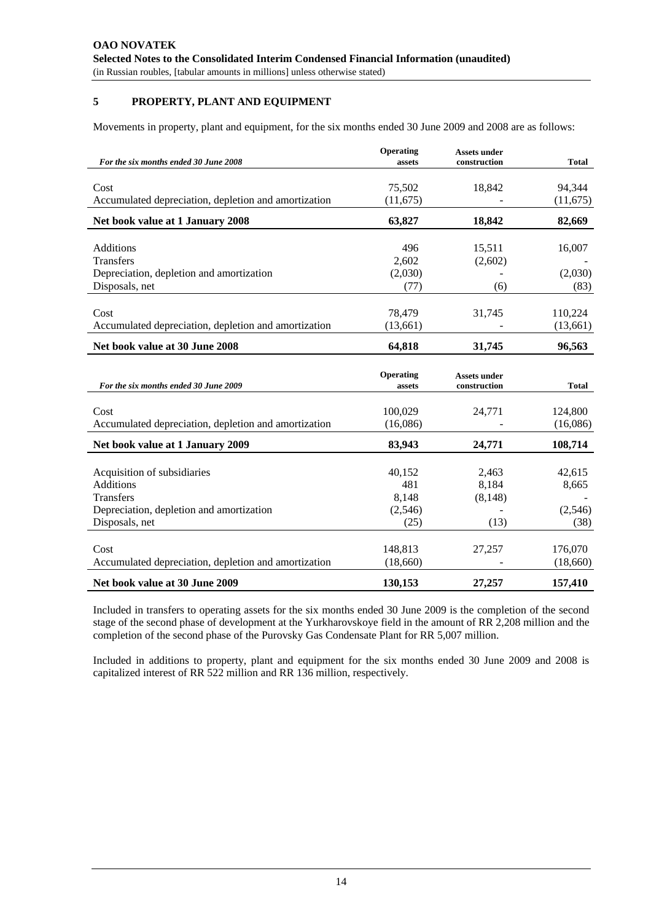## 5 PROPERTY, PLANT AND EQUIPMENT

Movements in property, plant and equipment, for the six months ended 30 June 2009 and 2008 are as follows:

| *For the six months ended 30 June 2008* | Operating assets | Assets under construction | Total |
|---|---|---|---|
| Cost | 75,502 | 18,842 | 94,344 |
| Accumulated depreciation, depletion and amortization | (11,675) | - | (11,675) |
| **Net book value at 1 January 2008** | **63,827** | **18,842** | **82,669** |
| Additions | 496 | 15,511 | 16,007 |
| Transfers | 2,602 | (2,602) | - |
| Depreciation, depletion and amortization | (2,030) | - | (2,030) |
| Disposals, net | (77) | (6) | (83) |
| Cost | 78,479 | 31,745 | 110,224 |
| Accumulated depreciation, depletion and amortization | (13,661) | - | (13,661) |
| **Net book value at 30 June 2008** | **64,818** | **31,745** | **96,563** |

| *For the six months ended 30 June 2009* | Operating assets | Assets under construction | Total |
|---|---|---|---|
| Cost | 100,029 | 24,771 | 124,800 |
| Accumulated depreciation, depletion and amortization | (16,086) | - | (16,086) |
| **Net book value at 1 January 2009** | **83,943** | **24,771** | **108,714** |
| Acquisition of subsidiaries | 40,152 | 2,463 | 42,615 |
| Additions | 481 | 8,184 | 8,665 |
| Transfers | 8,148 | (8,148) | - |
| Depreciation, depletion and amortization | (2,546) | - | (2,546) |
| Disposals, net | (25) | (13) | (38) |
| Cost | 148,813 | 27,257 | 176,070 |
| Accumulated depreciation, depletion and amortization | (18,660) | - | (18,660) |
| **Net book value at 30 June 2009** | **130,153** | **27,257** | **157,410** |

Included in transfers to operating assets for the six months ended 30 June 2009 is the completion of the second stage of the second phase of development at the Yurkharovskoye field in the amount of RR 2,208 million and the completion of the second phase of the Purovsky Gas Condensate Plant for RR 5,007 million.

Included in additions to property, plant and equipment for the six months ended 30 June 2009 and 2008 is capitalized interest of RR 522 million and RR 136 million, respectively.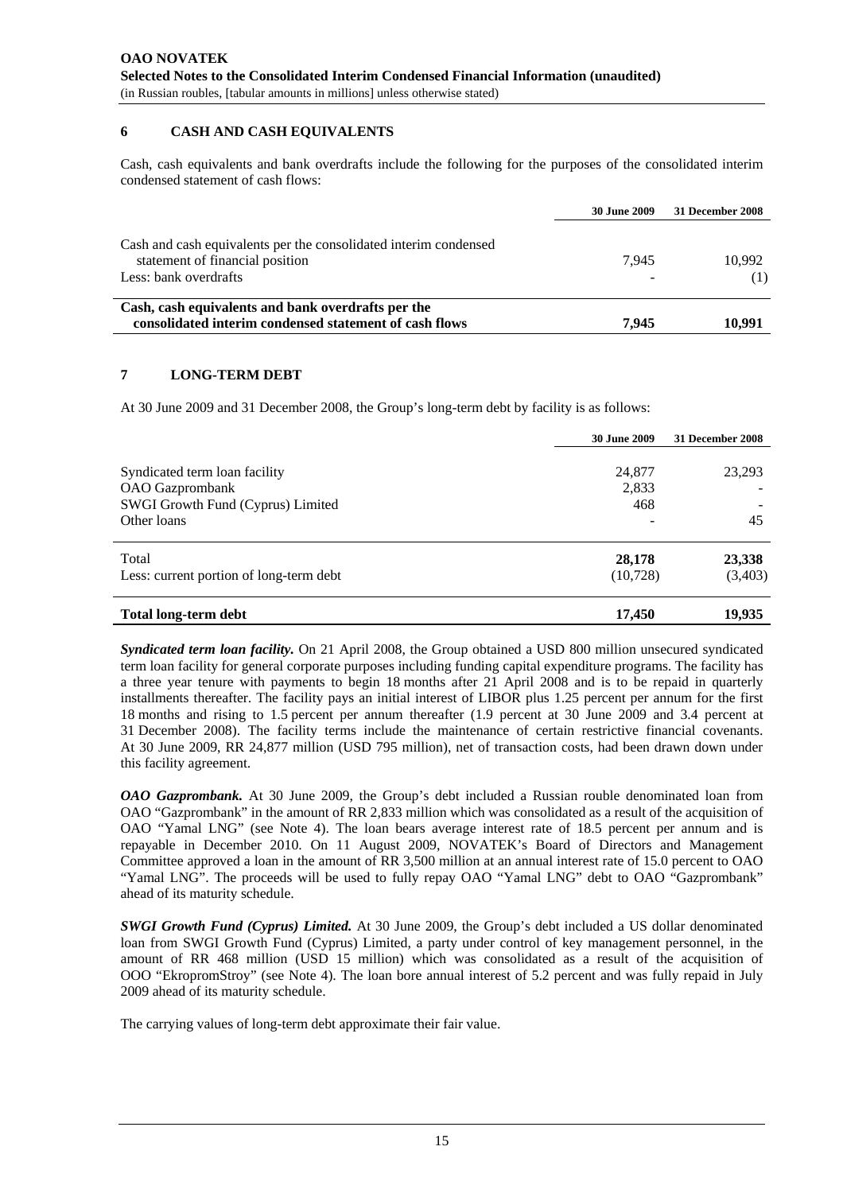## 6 CASH AND CASH EQUIVALENTS

Cash, cash equivalents and bank overdrafts include the following for the purposes of the consolidated interim condensed statement of cash flows:

| | 30 June 2009 | 31 December 2008 |
|---|---|---|
| Cash and cash equivalents per the consolidated interim condensed statement of financial position | 7,945 | 10,992 |
| Less: bank overdrafts | - | (1) |
| **Cash, cash equivalents and bank overdrafts per the consolidated interim condensed statement of cash flows** | **7,945** | **10,991** |

## 7 LONG-TERM DEBT

At 30 June 2009 and 31 December 2008, the Group's long-term debt by facility is as follows:

| | 30 June 2009 | 31 December 2008 |
|---|---|---|
| Syndicated term loan facility | 24,877 | 23,293 |
| OAO Gazprombank | 2,833 | - |
| SWGI Growth Fund (Cyprus) Limited | 468 | - |
| Other loans | - | 45 |
| Total | **28,178** | **23,338** |
| Less: current portion of long-term debt | (10,728) | (3,403) |
| **Total long-term debt** | **17,450** | **19,935** |

***Syndicated term loan facility.*** On 21 April 2008, the Group obtained a USD 800 million unsecured syndicated term loan facility for general corporate purposes including funding capital expenditure programs. The facility has a three year tenure with payments to begin 18 months after 21 April 2008 and is to be repaid in quarterly installments thereafter. The facility pays an initial interest of LIBOR plus 1.25 percent per annum for the first 18 months and rising to 1.5 percent per annum thereafter (1.9 percent at 30 June 2009 and 3.4 percent at 31 December 2008). The facility terms include the maintenance of certain restrictive financial covenants. At 30 June 2009, RR 24,877 million (USD 795 million), net of transaction costs, had been drawn down under this facility agreement.

***OAO Gazprombank.*** At 30 June 2009, the Group's debt included a Russian rouble denominated loan from OAO "Gazprombank" in the amount of RR 2,833 million which was consolidated as a result of the acquisition of OAO "Yamal LNG" (see Note 4). The loan bears average interest rate of 18.5 percent per annum and is repayable in December 2010. On 11 August 2009, NOVATEK's Board of Directors and Management Committee approved a loan in the amount of RR 3,500 million at an annual interest rate of 15.0 percent to OAO "Yamal LNG". The proceeds will be used to fully repay OAO "Yamal LNG" debt to OAO "Gazprombank" ahead of its maturity schedule.

***SWGI Growth Fund (Cyprus) Limited.*** At 30 June 2009, the Group's debt included a US dollar denominated loan from SWGI Growth Fund (Cyprus) Limited, a party under control of key management personnel, in the amount of RR 468 million (USD 15 million) which was consolidated as a result of the acquisition of OOO "EkropromStroy" (see Note 4). The loan bore annual interest of 5.2 percent and was fully repaid in July 2009 ahead of its maturity schedule.

The carrying values of long-term debt approximate their fair value.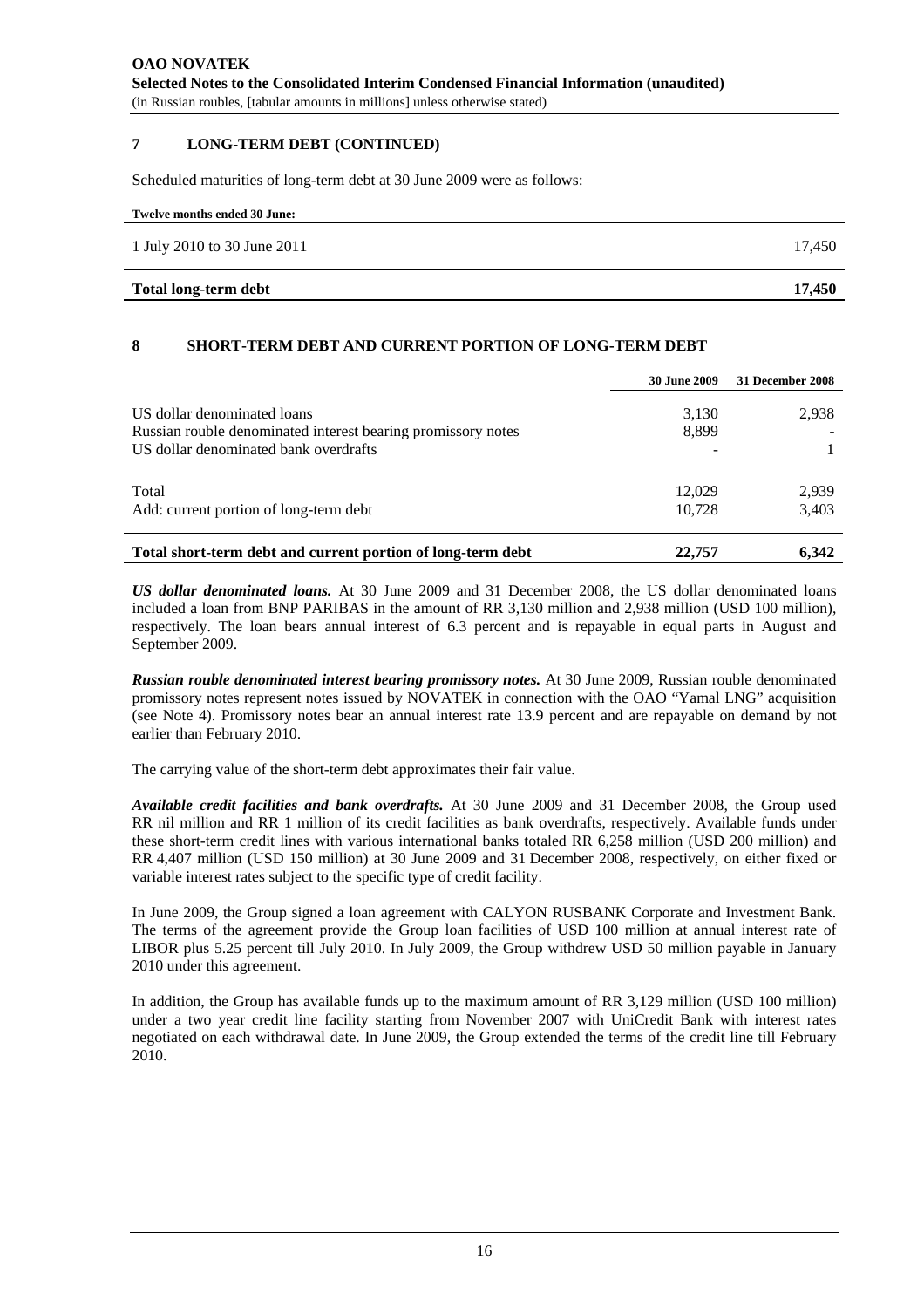## 7 LONG-TERM DEBT (CONTINUED)

Scheduled maturities of long-term debt at 30 June 2009 were as follows:

| Twelve months ended 30 June: | |
|---|---|
| 1 July 2010 to 30 June 2011 | 17,450 |
| **Total long-term debt** | **17,450** |

## 8 SHORT-TERM DEBT AND CURRENT PORTION OF LONG-TERM DEBT

| | 30 June 2009 | 31 December 2008 |
|---|---|---|
| US dollar denominated loans | 3,130 | 2,938 |
| Russian rouble denominated interest bearing promissory notes | 8,899 | - |
| US dollar denominated bank overdrafts | - | 1 |
| Total | 12,029 | 2,939 |
| Add: current portion of long-term debt | 10,728 | 3,403 |
| **Total short-term debt and current portion of long-term debt** | **22,757** | **6,342** |

***US dollar denominated loans.*** At 30 June 2009 and 31 December 2008, the US dollar denominated loans included a loan from BNP PARIBAS in the amount of RR 3,130 million and 2,938 million (USD 100 million), respectively. The loan bears annual interest of 6.3 percent and is repayable in equal parts in August and September 2009.

***Russian rouble denominated interest bearing promissory notes.*** At 30 June 2009, Russian rouble denominated promissory notes represent notes issued by NOVATEK in connection with the OAO "Yamal LNG" acquisition (see Note 4). Promissory notes bear an annual interest rate 13.9 percent and are repayable on demand by not earlier than February 2010.

The carrying value of the short-term debt approximates their fair value.

***Available credit facilities and bank overdrafts.*** At 30 June 2009 and 31 December 2008, the Group used RR nil million and RR 1 million of its credit facilities as bank overdrafts, respectively. Available funds under these short-term credit lines with various international banks totaled RR 6,258 million (USD 200 million) and RR 4,407 million (USD 150 million) at 30 June 2009 and 31 December 2008, respectively, on either fixed or variable interest rates subject to the specific type of credit facility.

In June 2009, the Group signed a loan agreement with CALYON RUSBANK Corporate and Investment Bank. The terms of the agreement provide the Group loan facilities of USD 100 million at annual interest rate of LIBOR plus 5.25 percent till July 2010. In July 2009, the Group withdrew USD 50 million payable in January 2010 under this agreement.

In addition, the Group has available funds up to the maximum amount of RR 3,129 million (USD 100 million) under a two year credit line facility starting from November 2007 with UniCredit Bank with interest rates negotiated on each withdrawal date. In June 2009, the Group extended the terms of the credit line till February 2010.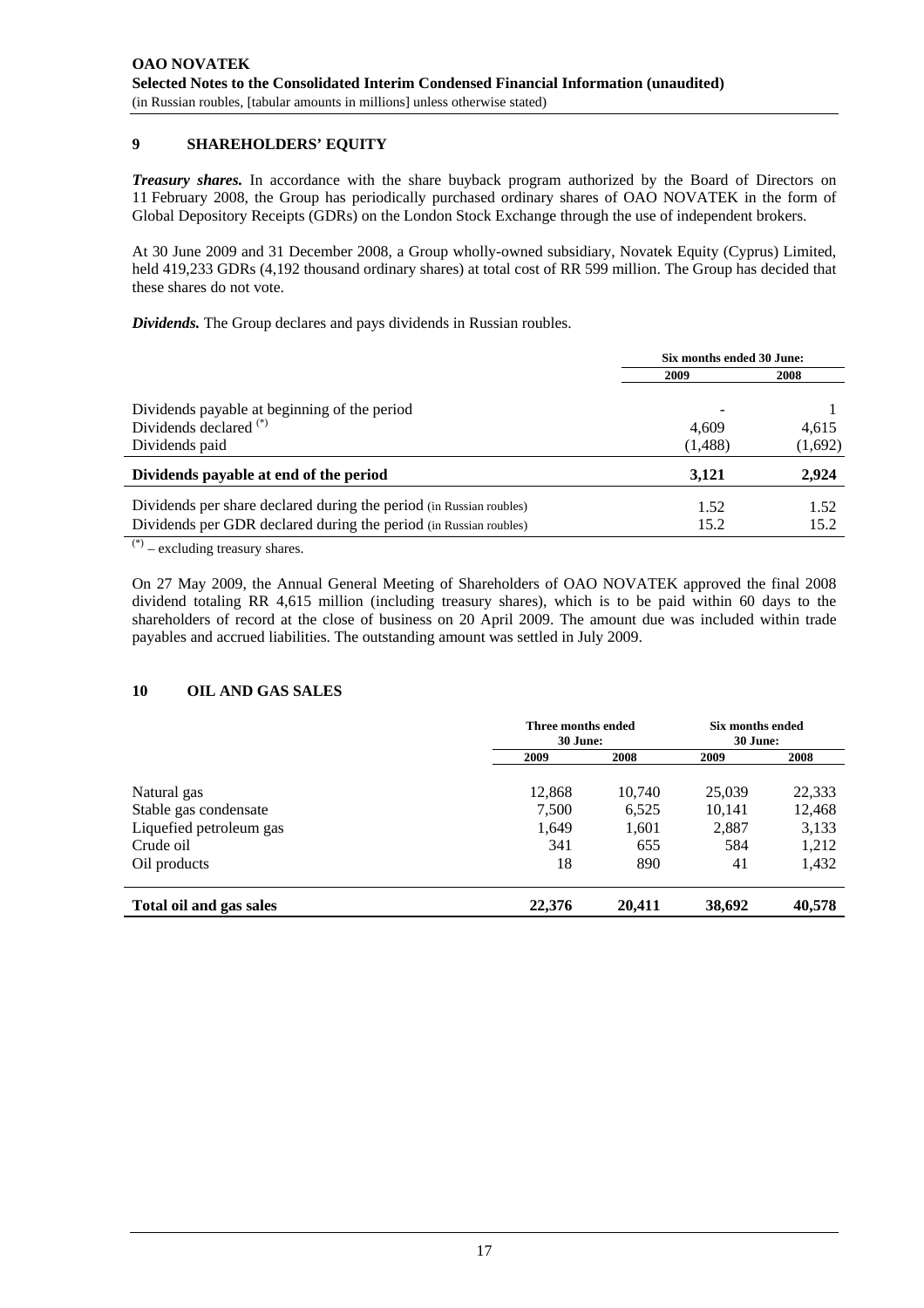## 9 SHAREHOLDERS' EQUITY

***Treasury shares.*** In accordance with the share buyback program authorized by the Board of Directors on 11 February 2008, the Group has periodically purchased ordinary shares of OAO NOVATEK in the form of Global Depository Receipts (GDRs) on the London Stock Exchange through the use of independent brokers.

At 30 June 2009 and 31 December 2008, a Group wholly-owned subsidiary, Novatek Equity (Cyprus) Limited, held 419,233 GDRs (4,192 thousand ordinary shares) at total cost of RR 599 million. The Group has decided that these shares do not vote.

***Dividends.*** The Group declares and pays dividends in Russian roubles.

| | Six months ended 30 June: | |
|---|---|---|
| | 2009 | 2008 |
| Dividends payable at beginning of the period | - | 1 |
| Dividends declared (*) | 4,609 | 4,615 |
| Dividends paid | (1,488) | (1,692) |
| **Dividends payable at end of the period** | **3,121** | **2,924** |
| Dividends per share declared during the period (in Russian roubles) | 1.52 | 1.52 |
| Dividends per GDR declared during the period (in Russian roubles) | 15.2 | 15.2 |

(*) – excluding treasury shares.

On 27 May 2009, the Annual General Meeting of Shareholders of OAO NOVATEK approved the final 2008 dividend totaling RR 4,615 million (including treasury shares), which is to be paid within 60 days to the shareholders of record at the close of business on 20 April 2009. The amount due was included within trade payables and accrued liabilities. The outstanding amount was settled in July 2009.

## 10 OIL AND GAS SALES

| | Three months ended 30 June: | | Six months ended 30 June: | |
|---|---|---|---|---|
| | 2009 | 2008 | 2009 | 2008 |
| Natural gas | 12,868 | 10,740 | 25,039 | 22,333 |
| Stable gas condensate | 7,500 | 6,525 | 10,141 | 12,468 |
| Liquefied petroleum gas | 1,649 | 1,601 | 2,887 | 3,133 |
| Crude oil | 341 | 655 | 584 | 1,212 |
| Oil products | 18 | 890 | 41 | 1,432 |
| **Total oil and gas sales** | **22,376** | **20,411** | **38,692** | **40,578** |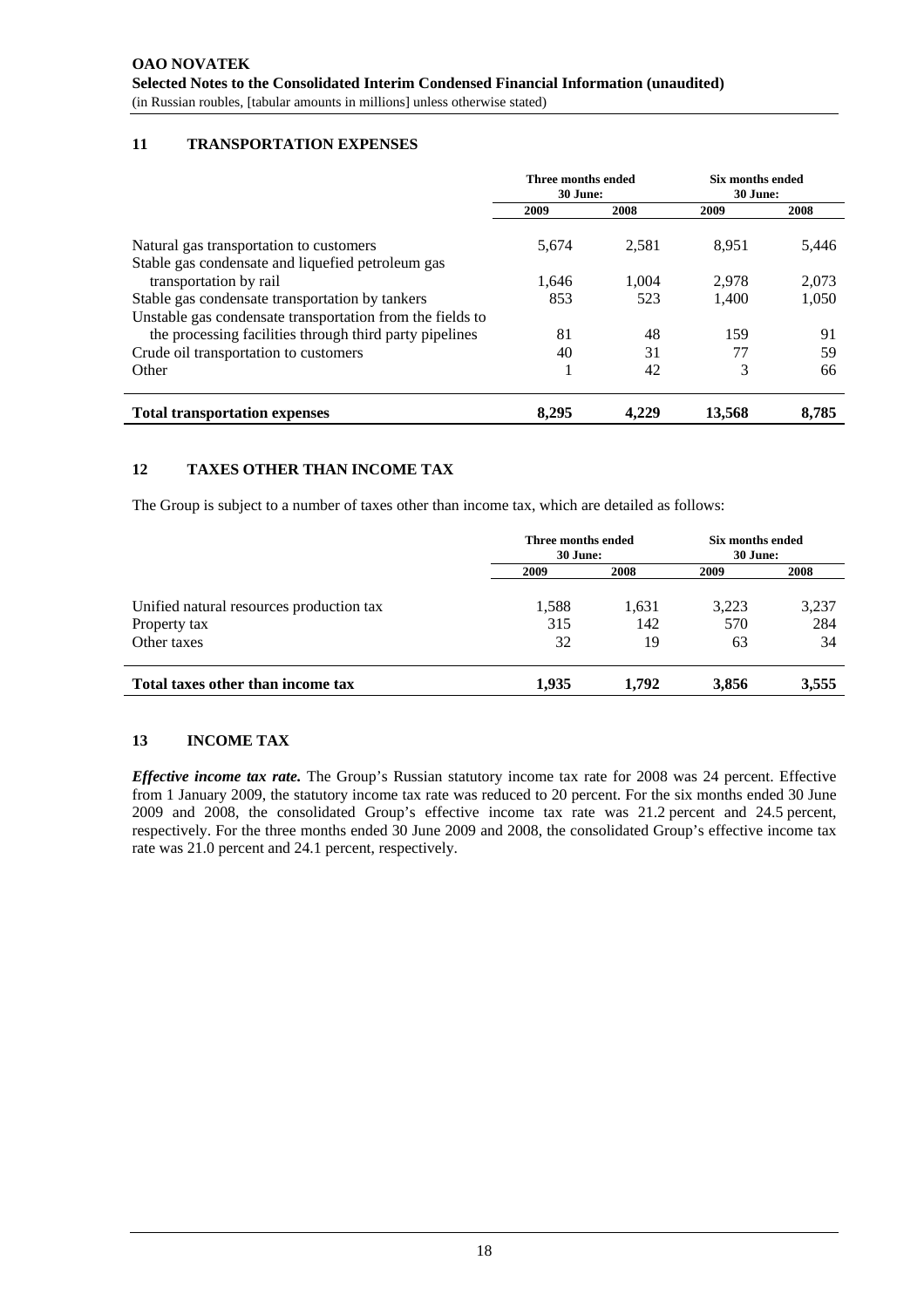## 11 TRANSPORTATION EXPENSES

| | Three months ended 30 June: | | Six months ended 30 June: | |
|---|---|---|---|---|
| | 2009 | 2008 | 2009 | 2008 |
| Natural gas transportation to customers | 5,674 | 2,581 | 8,951 | 5,446 |
| Stable gas condensate and liquefied petroleum gas transportation by rail | 1,646 | 1,004 | 2,978 | 2,073 |
| Stable gas condensate transportation by tankers | 853 | 523 | 1,400 | 1,050 |
| Unstable gas condensate transportation from the fields to the processing facilities through third party pipelines | 81 | 48 | 159 | 91 |
| Crude oil transportation to customers | 40 | 31 | 77 | 59 |
| Other | 1 | 42 | 3 | 66 |
| **Total transportation expenses** | **8,295** | **4,229** | **13,568** | **8,785** |

## 12 TAXES OTHER THAN INCOME TAX

The Group is subject to a number of taxes other than income tax, which are detailed as follows:

| | Three months ended 30 June: | | Six months ended 30 June: | |
|---|---|---|---|---|
| | 2009 | 2008 | 2009 | 2008 |
| Unified natural resources production tax | 1,588 | 1,631 | 3,223 | 3,237 |
| Property tax | 315 | 142 | 570 | 284 |
| Other taxes | 32 | 19 | 63 | 34 |
| **Total taxes other than income tax** | **1,935** | **1,792** | **3,856** | **3,555** |

## 13 INCOME TAX

***Effective income tax rate.*** The Group's Russian statutory income tax rate for 2008 was 24 percent. Effective from 1 January 2009, the statutory income tax rate was reduced to 20 percent. For the six months ended 30 June 2009 and 2008, the consolidated Group's effective income tax rate was 21.2 percent and 24.5 percent, respectively. For the three months ended 30 June 2009 and 2008, the consolidated Group's effective income tax rate was 21.0 percent and 24.1 percent, respectively.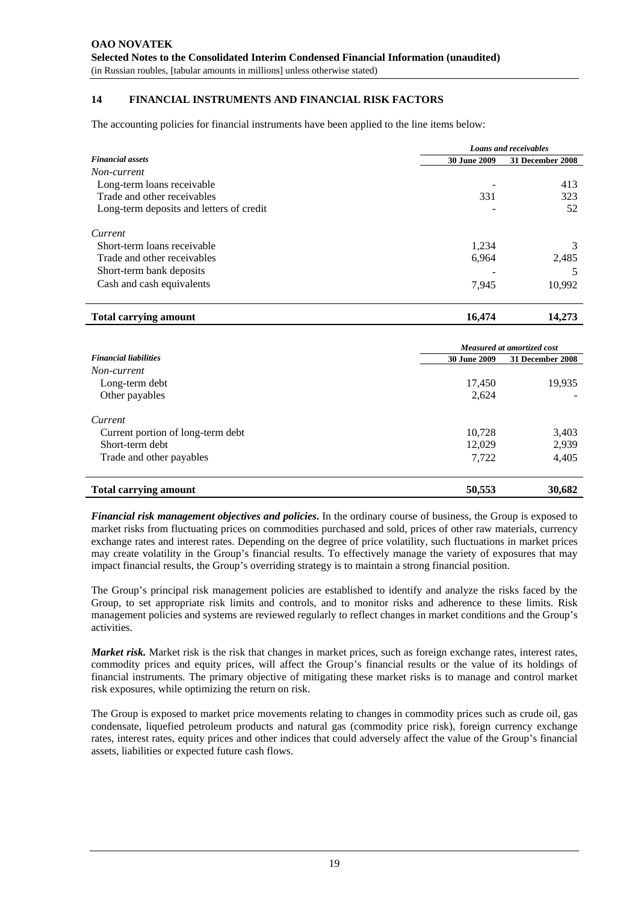## 14 FINANCIAL INSTRUMENTS AND FINANCIAL RISK FACTORS

The accounting policies for financial instruments have been applied to the line items below:

| | *Loans and receivables* | |
|---|---|---|
| ***Financial assets*** | **30 June 2009** | **31 December 2008** |
| *Non-current* | | |
| Long-term loans receivable | - | 413 |
| Trade and other receivables | 331 | 323 |
| Long-term deposits and letters of credit | - | 52 |
| *Current* | | |
| Short-term loans receivable | 1,234 | 3 |
| Trade and other receivables | 6,964 | 2,485 |
| Short-term bank deposits | - | 5 |
| Cash and cash equivalents | 7,945 | 10,992 |
| **Total carrying amount** | **16,474** | **14,273** |

| | *Measured at amortized cost* | |
|---|---|---|
| ***Financial liabilities*** | **30 June 2009** | **31 December 2008** |
| *Non-current* | | |
| Long-term debt | 17,450 | 19,935 |
| Other payables | 2,624 | - |
| *Current* | | |
| Current portion of long-term debt | 10,728 | 3,403 |
| Short-term debt | 12,029 | 2,939 |
| Trade and other payables | 7,722 | 4,405 |
| **Total carrying amount** | **50,553** | **30,682** |

***Financial risk management objectives and policies.*** In the ordinary course of business, the Group is exposed to market risks from fluctuating prices on commodities purchased and sold, prices of other raw materials, currency exchange rates and interest rates. Depending on the degree of price volatility, such fluctuations in market prices may create volatility in the Group's financial results. To effectively manage the variety of exposures that may impact financial results, the Group's overriding strategy is to maintain a strong financial position.

The Group's principal risk management policies are established to identify and analyze the risks faced by the Group, to set appropriate risk limits and controls, and to monitor risks and adherence to these limits. Risk management policies and systems are reviewed regularly to reflect changes in market conditions and the Group's activities.

***Market risk.*** Market risk is the risk that changes in market prices, such as foreign exchange rates, interest rates, commodity prices and equity prices, will affect the Group's financial results or the value of its holdings of financial instruments. The primary objective of mitigating these market risks is to manage and control market risk exposures, while optimizing the return on risk.

The Group is exposed to market price movements relating to changes in commodity prices such as crude oil, gas condensate, liquefied petroleum products and natural gas (commodity price risk), foreign currency exchange rates, interest rates, equity prices and other indices that could adversely affect the value of the Group's financial assets, liabilities or expected future cash flows.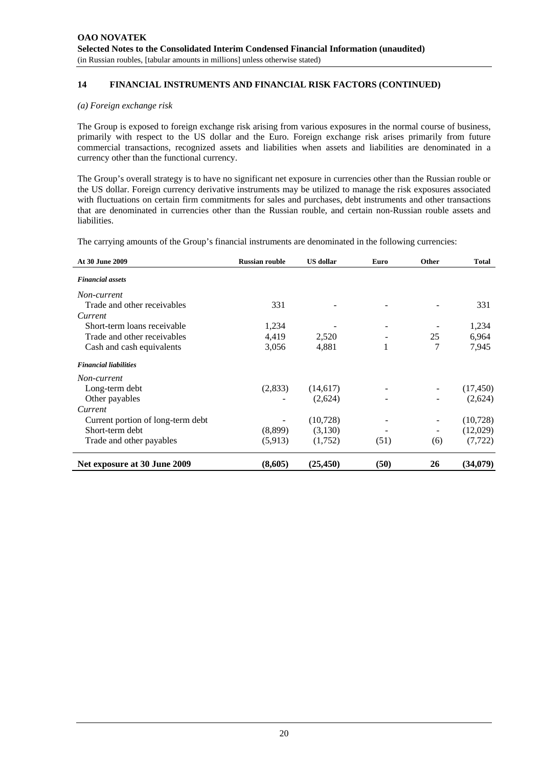**OAO NOVATEK**
**Selected Notes to the Consolidated Interim Condensed Financial Information (unaudited)**
(in Russian roubles, [tabular amounts in millions] unless otherwise stated)

## 14 FINANCIAL INSTRUMENTS AND FINANCIAL RISK FACTORS (CONTINUED)

*(a) Foreign exchange risk*

The Group is exposed to foreign exchange risk arising from various exposures in the normal course of business, primarily with respect to the US dollar and the Euro. Foreign exchange risk arises primarily from future commercial transactions, recognized assets and liabilities when assets and liabilities are denominated in a currency other than the functional currency.

The Group's overall strategy is to have no significant net exposure in currencies other than the Russian rouble or the US dollar. Foreign currency derivative instruments may be utilized to manage the risk exposures associated with fluctuations on certain firm commitments for sales and purchases, debt instruments and other transactions that are denominated in currencies other than the Russian rouble, and certain non-Russian rouble assets and liabilities.

The carrying amounts of the Group's financial instruments are denominated in the following currencies:

| At 30 June 2009 | Russian rouble | US dollar | Euro | Other | Total |
|---|---|---|---|---|---|
| ***Financial assets*** | | | | | |
| *Non-current* | | | | | |
| Trade and other receivables | 331 | - | - | - | 331 |
| *Current* | | | | | |
| Short-term loans receivable | 1,234 | - | - | - | 1,234 |
| Trade and other receivables | 4,419 | 2,520 | - | 25 | 6,964 |
| Cash and cash equivalents | 3,056 | 4,881 | 1 | 7 | 7,945 |
| ***Financial liabilities*** | | | | | |
| *Non-current* | | | | | |
| Long-term debt | (2,833) | (14,617) | - | - | (17,450) |
| Other payables | - | (2,624) | - | - | (2,624) |
| *Current* | | | | | |
| Current portion of long-term debt | - | (10,728) | - | - | (10,728) |
| Short-term debt | (8,899) | (3,130) | - | - | (12,029) |
| Trade and other payables | (5,913) | (1,752) | (51) | (6) | (7,722) |
| **Net exposure at 30 June 2009** | **(8,605)** | **(25,450)** | **(50)** | **26** | **(34,079)** |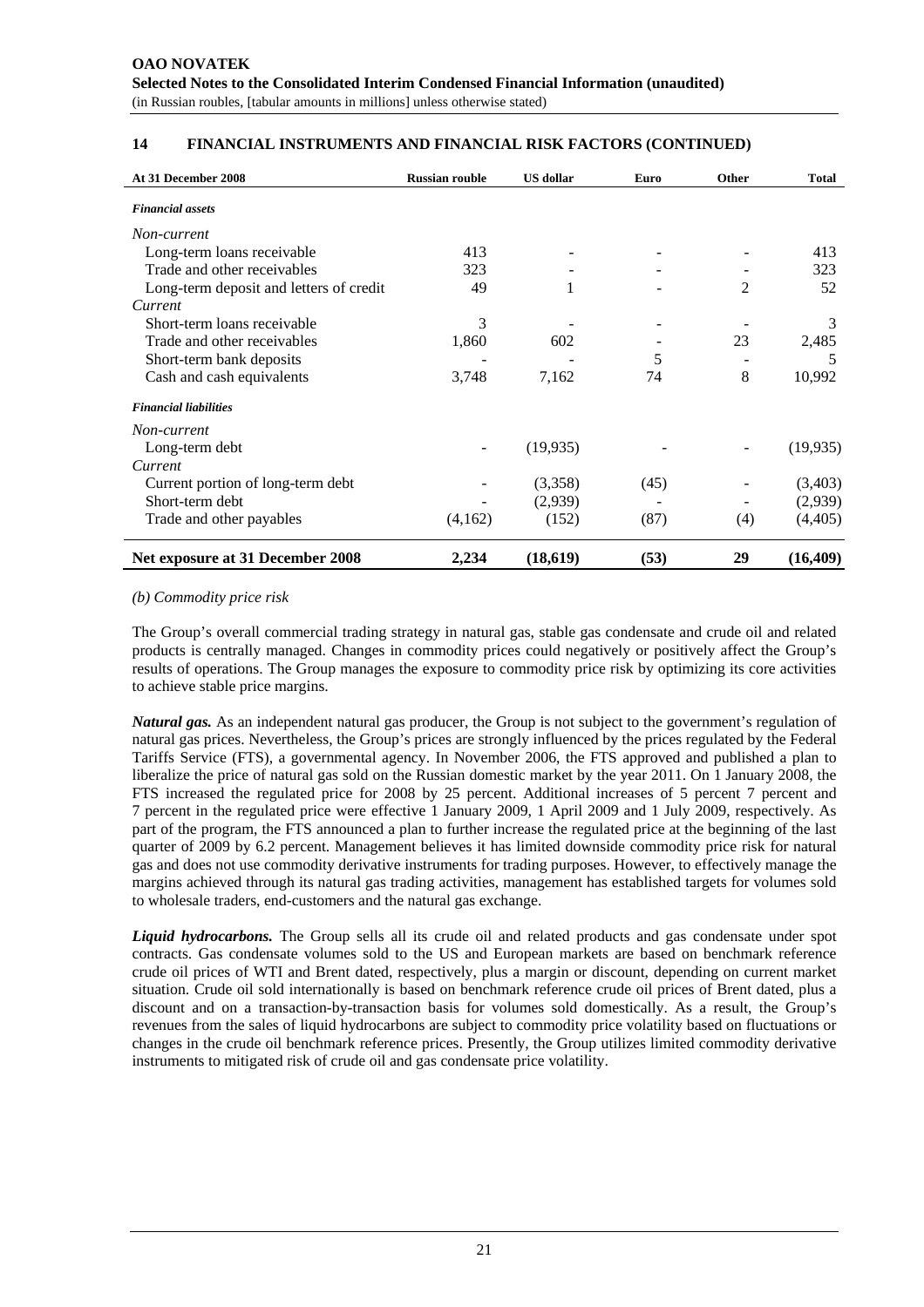## 14 FINANCIAL INSTRUMENTS AND FINANCIAL RISK FACTORS (CONTINUED)

| At 31 December 2008 | Russian rouble | US dollar | Euro | Other | Total |
|---|---|---|---|---|---|
| ***Financial assets*** | | | | | |
| *Non-current* | | | | | |
| Long-term loans receivable | 413 | - | - | - | 413 |
| Trade and other receivables | 323 | - | - | - | 323 |
| Long-term deposit and letters of credit | 49 | 1 | - | 2 | 52 |
| *Current* | | | | | |
| Short-term loans receivable | 3 | - | - | - | 3 |
| Trade and other receivables | 1,860 | 602 | - | 23 | 2,485 |
| Short-term bank deposits | - | - | 5 | - | 5 |
| Cash and cash equivalents | 3,748 | 7,162 | 74 | 8 | 10,992 |
| ***Financial liabilities*** | | | | | |
| *Non-current* | | | | | |
| Long-term debt | - | (19,935) | - | - | (19,935) |
| *Current* | | | | | |
| Current portion of long-term debt | - | (3,358) | (45) | - | (3,403) |
| Short-term debt | - | (2,939) | - | - | (2,939) |
| Trade and other payables | (4,162) | (152) | (87) | (4) | (4,405) |
| **Net exposure at 31 December 2008** | **2,234** | **(18,619)** | **(53)** | **29** | **(16,409)** |

*(b) Commodity price risk*

The Group's overall commercial trading strategy in natural gas, stable gas condensate and crude oil and related products is centrally managed. Changes in commodity prices could negatively or positively affect the Group's results of operations. The Group manages the exposure to commodity price risk by optimizing its core activities to achieve stable price margins.

***Natural gas.*** As an independent natural gas producer, the Group is not subject to the government's regulation of natural gas prices. Nevertheless, the Group's prices are strongly influenced by the prices regulated by the Federal Tariffs Service (FTS), a governmental agency. In November 2006, the FTS approved and published a plan to liberalize the price of natural gas sold on the Russian domestic market by the year 2011. On 1 January 2008, the FTS increased the regulated price for 2008 by 25 percent. Additional increases of 5 percent 7 percent and 7 percent in the regulated price were effective 1 January 2009, 1 April 2009 and 1 July 2009, respectively. As part of the program, the FTS announced a plan to further increase the regulated price at the beginning of the last quarter of 2009 by 6.2 percent. Management believes it has limited downside commodity price risk for natural gas and does not use commodity derivative instruments for trading purposes. However, to effectively manage the margins achieved through its natural gas trading activities, management has established targets for volumes sold to wholesale traders, end-customers and the natural gas exchange.

***Liquid hydrocarbons.*** The Group sells all its crude oil and related products and gas condensate under spot contracts. Gas condensate volumes sold to the US and European markets are based on benchmark reference crude oil prices of WTI and Brent dated, respectively, plus a margin or discount, depending on current market situation. Crude oil sold internationally is based on benchmark reference crude oil prices of Brent dated, plus a discount and on a transaction-by-transaction basis for volumes sold domestically. As a result, the Group's revenues from the sales of liquid hydrocarbons are subject to commodity price volatility based on fluctuations or changes in the crude oil benchmark reference prices. Presently, the Group utilizes limited commodity derivative instruments to mitigated risk of crude oil and gas condensate price volatility.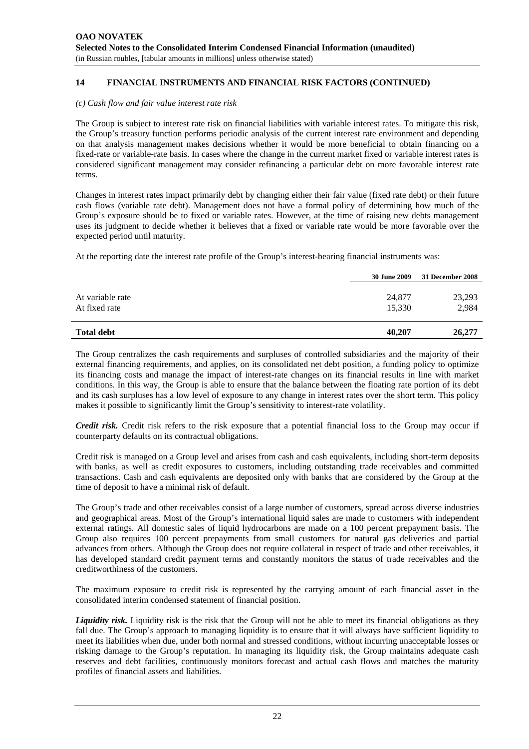## 14 FINANCIAL INSTRUMENTS AND FINANCIAL RISK FACTORS (CONTINUED)

*(c) Cash flow and fair value interest rate risk*

The Group is subject to interest rate risk on financial liabilities with variable interest rates. To mitigate this risk, the Group's treasury function performs periodic analysis of the current interest rate environment and depending on that analysis management makes decisions whether it would be more beneficial to obtain financing on a fixed-rate or variable-rate basis. In cases where the change in the current market fixed or variable interest rates is considered significant management may consider refinancing a particular debt on more favorable interest rate terms.

Changes in interest rates impact primarily debt by changing either their fair value (fixed rate debt) or their future cash flows (variable rate debt). Management does not have a formal policy of determining how much of the Group's exposure should be to fixed or variable rates. However, at the time of raising new debts management uses its judgment to decide whether it believes that a fixed or variable rate would be more favorable over the expected period until maturity.

At the reporting date the interest rate profile of the Group's interest-bearing financial instruments was:

| | 30 June 2009 | 31 December 2008 |
|---|---|---|
| At variable rate | 24,877 | 23,293 |
| At fixed rate | 15,330 | 2,984 |
| **Total debt** | **40,207** | **26,277** |

The Group centralizes the cash requirements and surpluses of controlled subsidiaries and the majority of their external financing requirements, and applies, on its consolidated net debt position, a funding policy to optimize its financing costs and manage the impact of interest-rate changes on its financial results in line with market conditions. In this way, the Group is able to ensure that the balance between the floating rate portion of its debt and its cash surpluses has a low level of exposure to any change in interest rates over the short term. This policy makes it possible to significantly limit the Group's sensitivity to interest-rate volatility.

***Credit risk.*** Credit risk refers to the risk exposure that a potential financial loss to the Group may occur if counterparty defaults on its contractual obligations.

Credit risk is managed on a Group level and arises from cash and cash equivalents, including short-term deposits with banks, as well as credit exposures to customers, including outstanding trade receivables and committed transactions. Cash and cash equivalents are deposited only with banks that are considered by the Group at the time of deposit to have a minimal risk of default.

The Group's trade and other receivables consist of a large number of customers, spread across diverse industries and geographical areas. Most of the Group's international liquid sales are made to customers with independent external ratings. All domestic sales of liquid hydrocarbons are made on a 100 percent prepayment basis. The Group also requires 100 percent prepayments from small customers for natural gas deliveries and partial advances from others. Although the Group does not require collateral in respect of trade and other receivables, it has developed standard credit payment terms and constantly monitors the status of trade receivables and the creditworthiness of the customers.

The maximum exposure to credit risk is represented by the carrying amount of each financial asset in the consolidated interim condensed statement of financial position.

***Liquidity risk.*** Liquidity risk is the risk that the Group will not be able to meet its financial obligations as they fall due. The Group's approach to managing liquidity is to ensure that it will always have sufficient liquidity to meet its liabilities when due, under both normal and stressed conditions, without incurring unacceptable losses or risking damage to the Group's reputation. In managing its liquidity risk, the Group maintains adequate cash reserves and debt facilities, continuously monitors forecast and actual cash flows and matches the maturity profiles of financial assets and liabilities.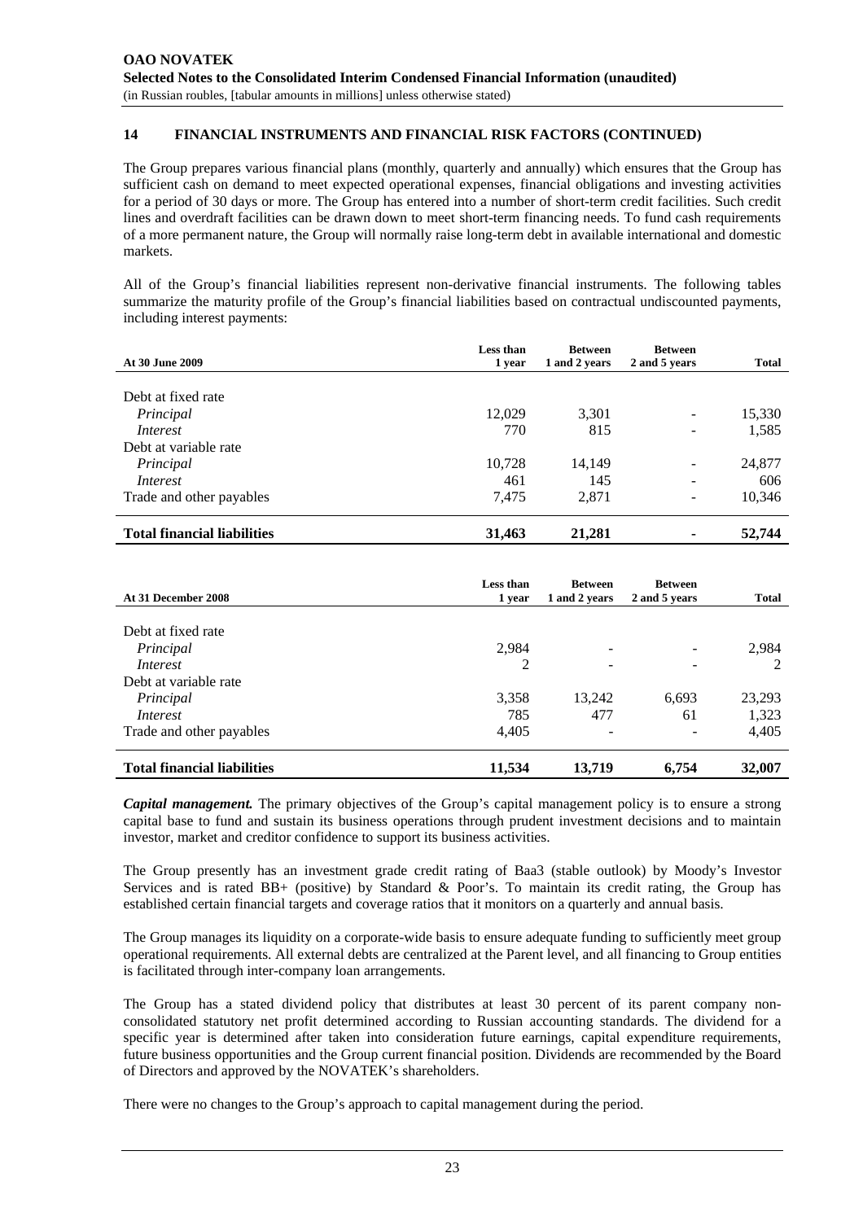## 14 FINANCIAL INSTRUMENTS AND FINANCIAL RISK FACTORS (CONTINUED)

The Group prepares various financial plans (monthly, quarterly and annually) which ensures that the Group has sufficient cash on demand to meet expected operational expenses, financial obligations and investing activities for a period of 30 days or more. The Group has entered into a number of short-term credit facilities. Such credit lines and overdraft facilities can be drawn down to meet short-term financing needs. To fund cash requirements of a more permanent nature, the Group will normally raise long-term debt in available international and domestic markets.

All of the Group's financial liabilities represent non-derivative financial instruments. The following tables summarize the maturity profile of the Group's financial liabilities based on contractual undiscounted payments, including interest payments:

| At 30 June 2009 | Less than 1 year | Between 1 and 2 years | Between 2 and 5 years | Total |
|---|---|---|---|---|
| Debt at fixed rate | | | | |
| *Principal* | 12,029 | 3,301 | - | 15,330 |
| *Interest* | 770 | 815 | - | 1,585 |
| Debt at variable rate | | | | |
| *Principal* | 10,728 | 14,149 | - | 24,877 |
| *Interest* | 461 | 145 | - | 606 |
| Trade and other payables | 7,475 | 2,871 | - | 10,346 |
| **Total financial liabilities** | **31,463** | **21,281** | **-** | **52,744** |

| At 31 December 2008 | Less than 1 year | Between 1 and 2 years | Between 2 and 5 years | Total |
|---|---|---|---|---|
| Debt at fixed rate | | | | |
| *Principal* | 2,984 | - | - | 2,984 |
| *Interest* | 2 | - | - | 2 |
| Debt at variable rate | | | | |
| *Principal* | 3,358 | 13,242 | 6,693 | 23,293 |
| *Interest* | 785 | 477 | 61 | 1,323 |
| Trade and other payables | 4,405 | - | - | 4,405 |
| **Total financial liabilities** | **11,534** | **13,719** | **6,754** | **32,007** |

***Capital management.*** The primary objectives of the Group's capital management policy is to ensure a strong capital base to fund and sustain its business operations through prudent investment decisions and to maintain investor, market and creditor confidence to support its business activities.

The Group presently has an investment grade credit rating of Baa3 (stable outlook) by Moody's Investor Services and is rated BB+ (positive) by Standard & Poor's. To maintain its credit rating, the Group has established certain financial targets and coverage ratios that it monitors on a quarterly and annual basis.

The Group manages its liquidity on a corporate-wide basis to ensure adequate funding to sufficiently meet group operational requirements. All external debts are centralized at the Parent level, and all financing to Group entities is facilitated through inter-company loan arrangements.

The Group has a stated dividend policy that distributes at least 30 percent of its parent company non-consolidated statutory net profit determined according to Russian accounting standards. The dividend for a specific year is determined after taken into consideration future earnings, capital expenditure requirements, future business opportunities and the Group current financial position. Dividends are recommended by the Board of Directors and approved by the NOVATEK's shareholders.

There were no changes to the Group's approach to capital management during the period.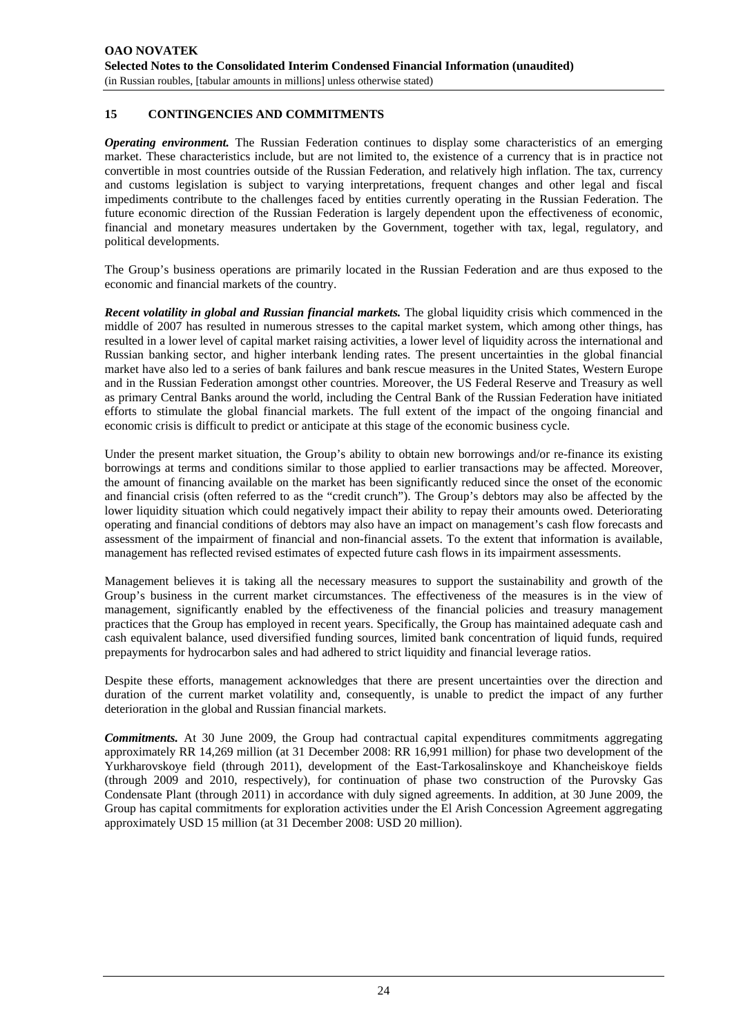## 15 CONTINGENCIES AND COMMITMENTS

***Operating environment.*** The Russian Federation continues to display some characteristics of an emerging market. These characteristics include, but are not limited to, the existence of a currency that is in practice not convertible in most countries outside of the Russian Federation, and relatively high inflation. The tax, currency and customs legislation is subject to varying interpretations, frequent changes and other legal and fiscal impediments contribute to the challenges faced by entities currently operating in the Russian Federation. The future economic direction of the Russian Federation is largely dependent upon the effectiveness of economic, financial and monetary measures undertaken by the Government, together with tax, legal, regulatory, and political developments.

The Group's business operations are primarily located in the Russian Federation and are thus exposed to the economic and financial markets of the country.

***Recent volatility in global and Russian financial markets.*** The global liquidity crisis which commenced in the middle of 2007 has resulted in numerous stresses to the capital market system, which among other things, has resulted in a lower level of capital market raising activities, a lower level of liquidity across the international and Russian banking sector, and higher interbank lending rates. The present uncertainties in the global financial market have also led to a series of bank failures and bank rescue measures in the United States, Western Europe and in the Russian Federation amongst other countries. Moreover, the US Federal Reserve and Treasury as well as primary Central Banks around the world, including the Central Bank of the Russian Federation have initiated efforts to stimulate the global financial markets. The full extent of the impact of the ongoing financial and economic crisis is difficult to predict or anticipate at this stage of the economic business cycle.

Under the present market situation, the Group's ability to obtain new borrowings and/or re-finance its existing borrowings at terms and conditions similar to those applied to earlier transactions may be affected. Moreover, the amount of financing available on the market has been significantly reduced since the onset of the economic and financial crisis (often referred to as the "credit crunch"). The Group's debtors may also be affected by the lower liquidity situation which could negatively impact their ability to repay their amounts owed. Deteriorating operating and financial conditions of debtors may also have an impact on management's cash flow forecasts and assessment of the impairment of financial and non-financial assets. To the extent that information is available, management has reflected revised estimates of expected future cash flows in its impairment assessments.

Management believes it is taking all the necessary measures to support the sustainability and growth of the Group's business in the current market circumstances. The effectiveness of the measures is in the view of management, significantly enabled by the effectiveness of the financial policies and treasury management practices that the Group has employed in recent years. Specifically, the Group has maintained adequate cash and cash equivalent balance, used diversified funding sources, limited bank concentration of liquid funds, required prepayments for hydrocarbon sales and had adhered to strict liquidity and financial leverage ratios.

Despite these efforts, management acknowledges that there are present uncertainties over the direction and duration of the current market volatility and, consequently, is unable to predict the impact of any further deterioration in the global and Russian financial markets.

***Commitments.*** At 30 June 2009, the Group had contractual capital expenditures commitments aggregating approximately RR 14,269 million (at 31 December 2008: RR 16,991 million) for phase two development of the Yurkharovskoye field (through 2011), development of the East-Tarkosalinskoye and Khancheiskoye fields (through 2009 and 2010, respectively), for continuation of phase two construction of the Purovsky Gas Condensate Plant (through 2011) in accordance with duly signed agreements. In addition, at 30 June 2009, the Group has capital commitments for exploration activities under the El Arish Concession Agreement aggregating approximately USD 15 million (at 31 December 2008: USD 20 million).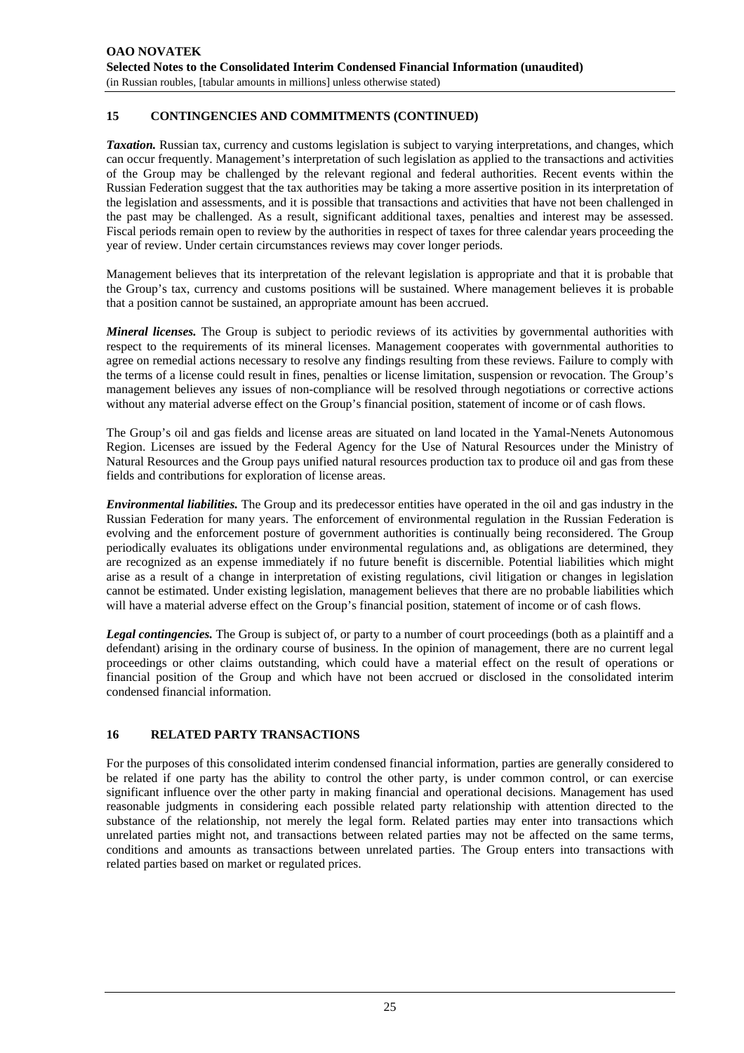## 15 CONTINGENCIES AND COMMITMENTS (CONTINUED)

***Taxation.*** Russian tax, currency and customs legislation is subject to varying interpretations, and changes, which can occur frequently. Management's interpretation of such legislation as applied to the transactions and activities of the Group may be challenged by the relevant regional and federal authorities. Recent events within the Russian Federation suggest that the tax authorities may be taking a more assertive position in its interpretation of the legislation and assessments, and it is possible that transactions and activities that have not been challenged in the past may be challenged. As a result, significant additional taxes, penalties and interest may be assessed. Fiscal periods remain open to review by the authorities in respect of taxes for three calendar years proceeding the year of review. Under certain circumstances reviews may cover longer periods.

Management believes that its interpretation of the relevant legislation is appropriate and that it is probable that the Group's tax, currency and customs positions will be sustained. Where management believes it is probable that a position cannot be sustained, an appropriate amount has been accrued.

***Mineral licenses.*** The Group is subject to periodic reviews of its activities by governmental authorities with respect to the requirements of its mineral licenses. Management cooperates with governmental authorities to agree on remedial actions necessary to resolve any findings resulting from these reviews. Failure to comply with the terms of a license could result in fines, penalties or license limitation, suspension or revocation. The Group's management believes any issues of non-compliance will be resolved through negotiations or corrective actions without any material adverse effect on the Group's financial position, statement of income or of cash flows.

The Group's oil and gas fields and license areas are situated on land located in the Yamal-Nenets Autonomous Region. Licenses are issued by the Federal Agency for the Use of Natural Resources under the Ministry of Natural Resources and the Group pays unified natural resources production tax to produce oil and gas from these fields and contributions for exploration of license areas.

***Environmental liabilities.*** The Group and its predecessor entities have operated in the oil and gas industry in the Russian Federation for many years. The enforcement of environmental regulation in the Russian Federation is evolving and the enforcement posture of government authorities is continually being reconsidered. The Group periodically evaluates its obligations under environmental regulations and, as obligations are determined, they are recognized as an expense immediately if no future benefit is discernible. Potential liabilities which might arise as a result of a change in interpretation of existing regulations, civil litigation or changes in legislation cannot be estimated. Under existing legislation, management believes that there are no probable liabilities which will have a material adverse effect on the Group's financial position, statement of income or of cash flows.

***Legal contingencies.*** The Group is subject of, or party to a number of court proceedings (both as a plaintiff and a defendant) arising in the ordinary course of business. In the opinion of management, there are no current legal proceedings or other claims outstanding, which could have a material effect on the result of operations or financial position of the Group and which have not been accrued or disclosed in the consolidated interim condensed financial information.

## 16 RELATED PARTY TRANSACTIONS

For the purposes of this consolidated interim condensed financial information, parties are generally considered to be related if one party has the ability to control the other party, is under common control, or can exercise significant influence over the other party in making financial and operational decisions. Management has used reasonable judgments in considering each possible related party relationship with attention directed to the substance of the relationship, not merely the legal form. Related parties may enter into transactions which unrelated parties might not, and transactions between related parties may not be affected on the same terms, conditions and amounts as transactions between unrelated parties. The Group enters into transactions with related parties based on market or regulated prices.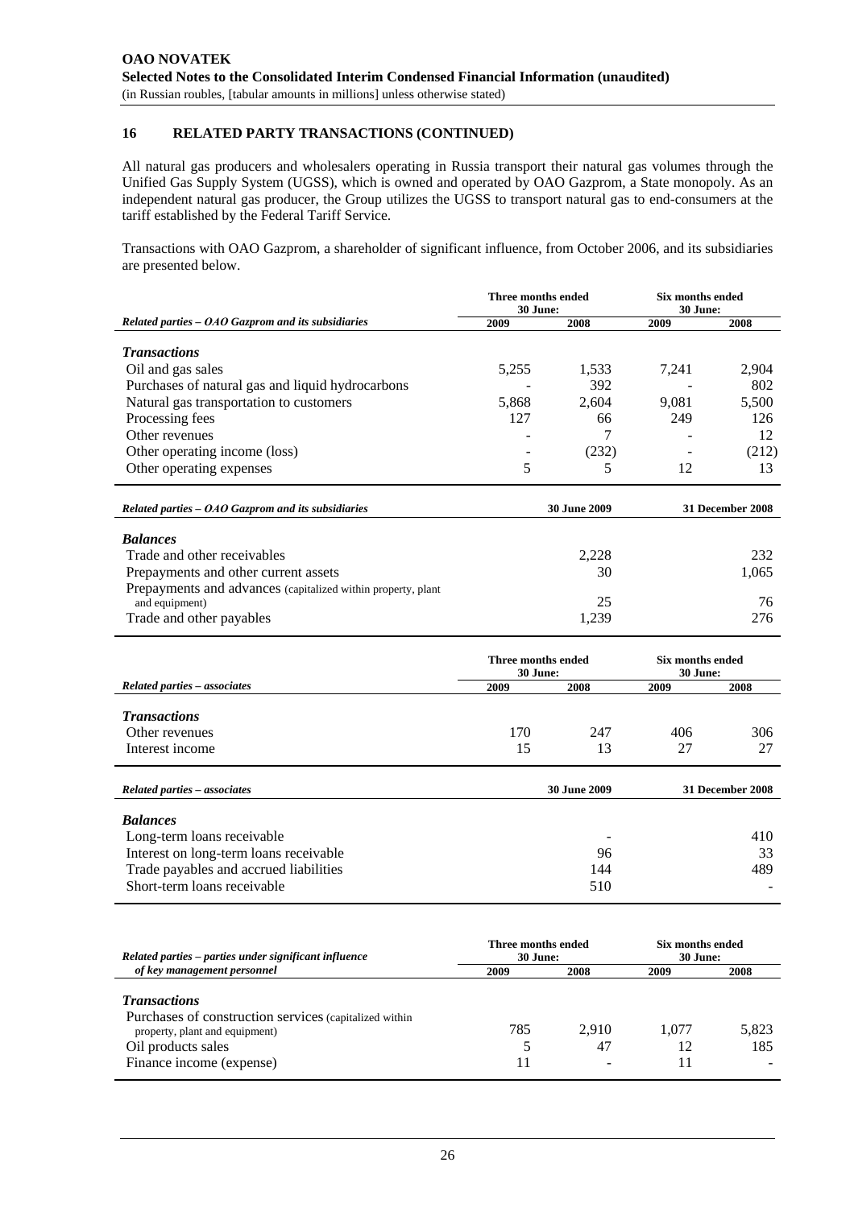## 16 RELATED PARTY TRANSACTIONS (CONTINUED)

All natural gas producers and wholesalers operating in Russia transport their natural gas volumes through the Unified Gas Supply System (UGSS), which is owned and operated by OAO Gazprom, a State monopoly. As an independent natural gas producer, the Group utilizes the UGSS to transport natural gas to end-consumers at the tariff established by the Federal Tariff Service.

Transactions with OAO Gazprom, a shareholder of significant influence, from October 2006, and its subsidiaries are presented below.

| *Related parties – OAO Gazprom and its subsidiaries* | Three months ended 30 June: | | Six months ended 30 June: | |
|---|---|---|---|---|
| | 2009 | 2008 | 2009 | 2008 |
| ***Transactions*** | | | | |
| Oil and gas sales | 5,255 | 1,533 | 7,241 | 2,904 |
| Purchases of natural gas and liquid hydrocarbons | - | 392 | - | 802 |
| Natural gas transportation to customers | 5,868 | 2,604 | 9,081 | 5,500 |
| Processing fees | 127 | 66 | 249 | 126 |
| Other revenues | - | 7 | - | 12 |
| Other operating income (loss) | - | (232) | - | (212) |
| Other operating expenses | 5 | 5 | 12 | 13 |

| *Related parties – OAO Gazprom and its subsidiaries* | 30 June 2009 | 31 December 2008 |
|---|---|---|
| ***Balances*** | | |
| Trade and other receivables | 2,228 | 232 |
| Prepayments and other current assets | 30 | 1,065 |
| Prepayments and advances (capitalized within property, plant and equipment) | 25 | 76 |
| Trade and other payables | 1,239 | 276 |

| *Related parties – associates* | Three months ended 30 June: | | Six months ended 30 June: | |
|---|---|---|---|---|
| | 2009 | 2008 | 2009 | 2008 |
| ***Transactions*** | | | | |
| Other revenues | 170 | 247 | 406 | 306 |
| Interest income | 15 | 13 | 27 | 27 |

| *Related parties – associates* | 30 June 2009 | 31 December 2008 |
|---|---|---|
| ***Balances*** | | |
| Long-term loans receivable | - | 410 |
| Interest on long-term loans receivable | 96 | 33 |
| Trade payables and accrued liabilities | 144 | 489 |
| Short-term loans receivable | 510 | - |

| *Related parties – parties under significant influence of key management personnel* | Three months ended 30 June: | | Six months ended 30 June: | |
|---|---|---|---|---|
| | 2009 | 2008 | 2009 | 2008 |
| ***Transactions*** | | | | |
| Purchases of construction services (capitalized within property, plant and equipment) | 785 | 2,910 | 1,077 | 5,823 |
| Oil products sales | 5 | 47 | 12 | 185 |
| Finance income (expense) | 11 | - | 11 | - |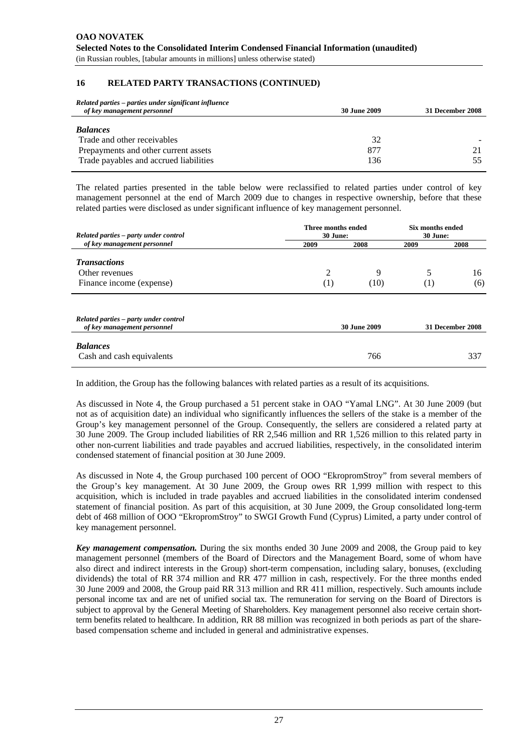## 16 RELATED PARTY TRANSACTIONS (CONTINUED)

| *Related parties – parties under significant influence of key management personnel* | 30 June 2009 | 31 December 2008 |
|---|---|---|
| ***Balances*** | | |
| Trade and other receivables | 32 | - |
| Prepayments and other current assets | 877 | 21 |
| Trade payables and accrued liabilities | 136 | 55 |

The related parties presented in the table below were reclassified to related parties under control of key management personnel at the end of March 2009 due to changes in respective ownership, before that these related parties were disclosed as under significant influence of key management personnel.

| *Related parties – party under control of key management personnel* | Three months ended 30 June: | | Six months ended 30 June: | |
|---|---|---|---|---|
| | 2009 | 2008 | 2009 | 2008 |
| ***Transactions*** | | | | |
| Other revenues | 2 | 9 | 5 | 16 |
| Finance income (expense) | (1) | (10) | (1) | (6) |

| *Related parties – party under control of key management personnel* | 30 June 2009 | 31 December 2008 |
|---|---|---|
| ***Balances*** | | |
| Cash and cash equivalents | 766 | 337 |

In addition, the Group has the following balances with related parties as a result of its acquisitions.

As discussed in Note 4, the Group purchased a 51 percent stake in OAO "Yamal LNG". At 30 June 2009 (but not as of acquisition date) an individual who significantly influences the sellers of the stake is a member of the Group's key management personnel of the Group. Consequently, the sellers are considered a related party at 30 June 2009. The Group included liabilities of RR 2,546 million and RR 1,526 million to this related party in other non-current liabilities and trade payables and accrued liabilities, respectively, in the consolidated interim condensed statement of financial position at 30 June 2009.

As discussed in Note 4, the Group purchased 100 percent of OOO "EkropromStroy" from several members of the Group's key management. At 30 June 2009, the Group owes RR 1,999 million with respect to this acquisition, which is included in trade payables and accrued liabilities in the consolidated interim condensed statement of financial position. As part of this acquisition, at 30 June 2009, the Group consolidated long-term debt of 468 million of OOO "EkropromStroy" to SWGI Growth Fund (Cyprus) Limited, a party under control of key management personnel.

***Key management compensation.*** During the six months ended 30 June 2009 and 2008, the Group paid to key management personnel (members of the Board of Directors and the Management Board, some of whom have also direct and indirect interests in the Group) short-term compensation, including salary, bonuses, (excluding dividends) the total of RR 374 million and RR 477 million in cash, respectively. For the three months ended 30 June 2009 and 2008, the Group paid RR 313 million and RR 411 million, respectively. Such amounts include personal income tax and are net of unified social tax. The remuneration for serving on the Board of Directors is subject to approval by the General Meeting of Shareholders. Key management personnel also receive certain short-term benefits related to healthcare. In addition, RR 88 million was recognized in both periods as part of the share-based compensation scheme and included in general and administrative expenses.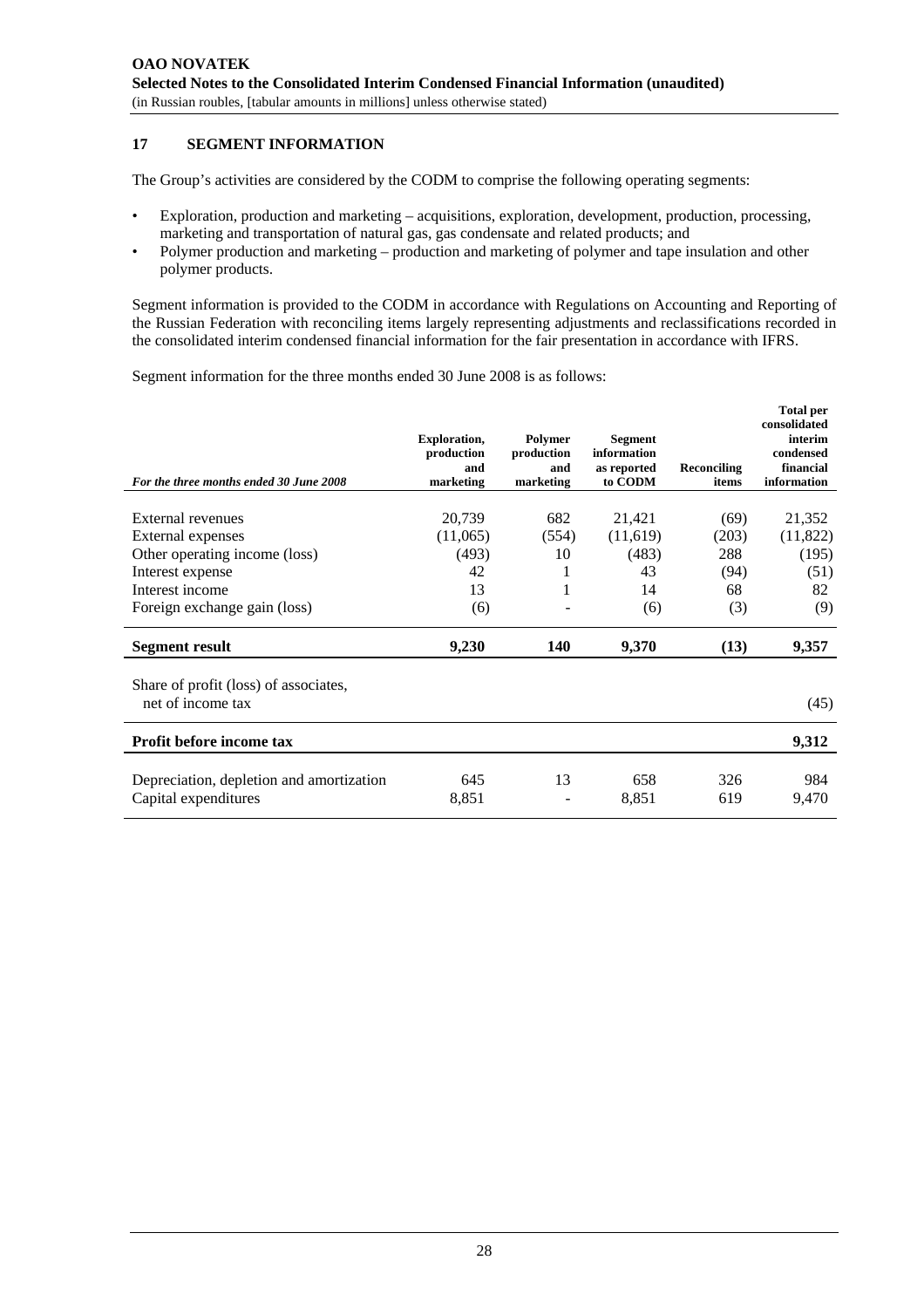**OAO NOVATEK**
**Selected Notes to the Consolidated Interim Condensed Financial Information (unaudited)**
(in Russian roubles, [tabular amounts in millions] unless otherwise stated)

## 17 SEGMENT INFORMATION

The Group's activities are considered by the CODM to comprise the following operating segments:

- Exploration, production and marketing – acquisitions, exploration, development, production, processing, marketing and transportation of natural gas, gas condensate and related products; and
- Polymer production and marketing – production and marketing of polymer and tape insulation and other polymer products.

Segment information is provided to the CODM in accordance with Regulations on Accounting and Reporting of the Russian Federation with reconciling items largely representing adjustments and reclassifications recorded in the consolidated interim condensed financial information for the fair presentation in accordance with IFRS.

Segment information for the three months ended 30 June 2008 is as follows:

| *For the three months ended 30 June 2008* | Exploration, production and marketing | Polymer production and marketing | Segment information as reported to CODM | Reconciling items | Total per consolidated interim condensed financial information |
|---|---|---|---|---|---|
| External revenues | 20,739 | 682 | 21,421 | (69) | 21,352 |
| External expenses | (11,065) | (554) | (11,619) | (203) | (11,822) |
| Other operating income (loss) | (493) | 10 | (483) | 288 | (195) |
| Interest expense | 42 | 1 | 43 | (94) | (51) |
| Interest income | 13 | 1 | 14 | 68 | 82 |
| Foreign exchange gain (loss) | (6) | - | (6) | (3) | (9) |
| **Segment result** | **9,230** | **140** | **9,370** | **(13)** | **9,357** |
| Share of profit (loss) of associates, net of income tax | | | | | (45) |
| **Profit before income tax** | | | | | **9,312** |
| Depreciation, depletion and amortization | 645 | 13 | 658 | 326 | 984 |
| Capital expenditures | 8,851 | - | 8,851 | 619 | 9,470 |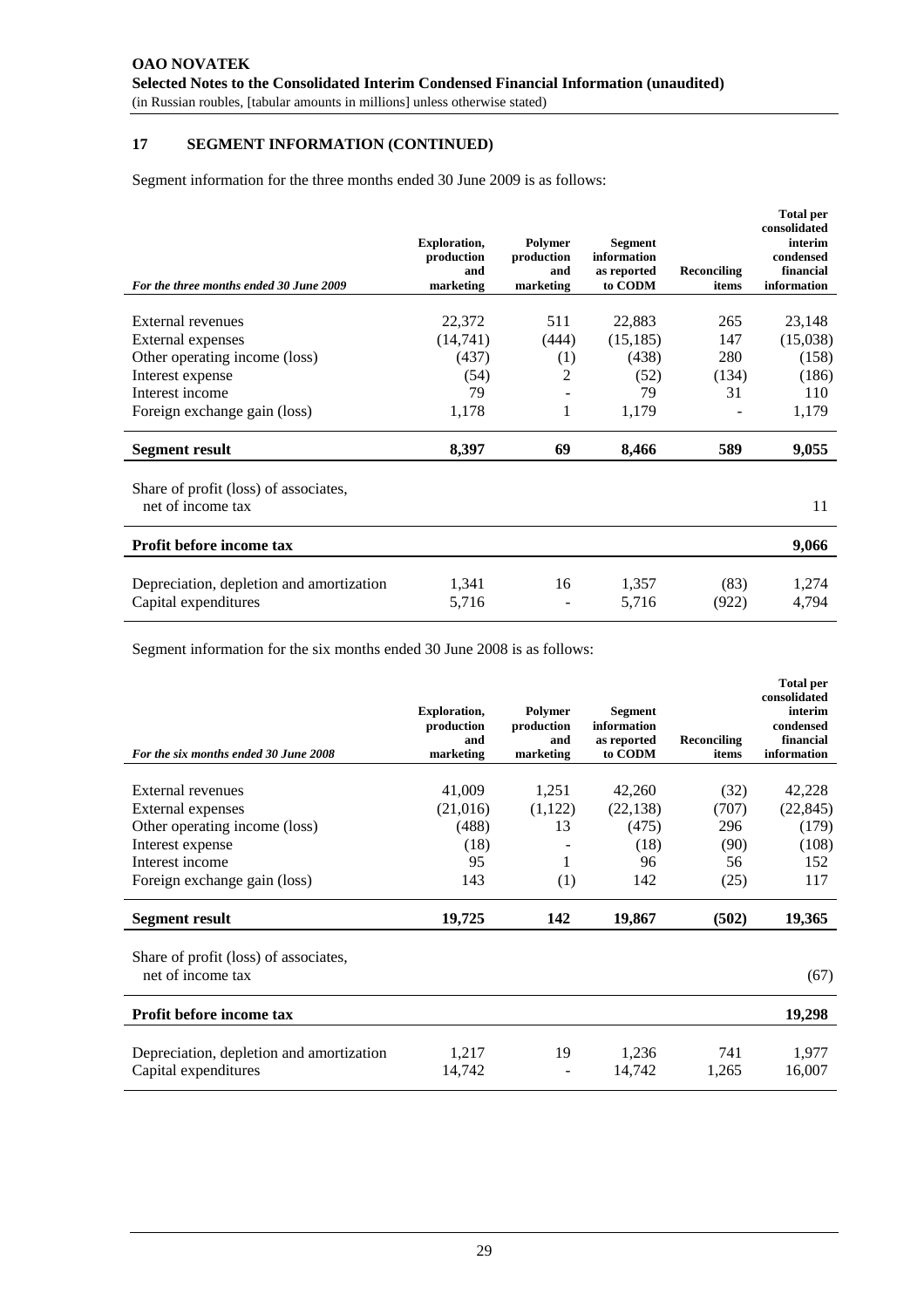## 17 SEGMENT INFORMATION (CONTINUED)

Segment information for the three months ended 30 June 2009 is as follows:

| *For the three months ended 30 June 2009* | Exploration, production and marketing | Polymer production and marketing | Segment information as reported to CODM | Reconciling items | Total per consolidated interim condensed financial information |
|---|---|---|---|---|---|
| External revenues | 22,372 | 511 | 22,883 | 265 | 23,148 |
| External expenses | (14,741) | (444) | (15,185) | 147 | (15,038) |
| Other operating income (loss) | (437) | (1) | (438) | 280 | (158) |
| Interest expense | (54) | 2 | (52) | (134) | (186) |
| Interest income | 79 | - | 79 | 31 | 110 |
| Foreign exchange gain (loss) | 1,178 | 1 | 1,179 | - | 1,179 |
| **Segment result** | **8,397** | **69** | **8,466** | **589** | **9,055** |
| Share of profit (loss) of associates, net of income tax | | | | | 11 |
| **Profit before income tax** | | | | | **9,066** |
| Depreciation, depletion and amortization | 1,341 | 16 | 1,357 | (83) | 1,274 |
| Capital expenditures | 5,716 | - | 5,716 | (922) | 4,794 |

Segment information for the six months ended 30 June 2008 is as follows:

| *For the six months ended 30 June 2008* | Exploration, production and marketing | Polymer production and marketing | Segment information as reported to CODM | Reconciling items | Total per consolidated interim condensed financial information |
|---|---|---|---|---|---|
| External revenues | 41,009 | 1,251 | 42,260 | (32) | 42,228 |
| External expenses | (21,016) | (1,122) | (22,138) | (707) | (22,845) |
| Other operating income (loss) | (488) | 13 | (475) | 296 | (179) |
| Interest expense | (18) | - | (18) | (90) | (108) |
| Interest income | 95 | 1 | 96 | 56 | 152 |
| Foreign exchange gain (loss) | 143 | (1) | 142 | (25) | 117 |
| **Segment result** | **19,725** | **142** | **19,867** | **(502)** | **19,365** |
| Share of profit (loss) of associates, net of income tax | | | | | (67) |
| **Profit before income tax** | | | | | **19,298** |
| Depreciation, depletion and amortization | 1,217 | 19 | 1,236 | 741 | 1,977 |
| Capital expenditures | 14,742 | - | 14,742 | 1,265 | 16,007 |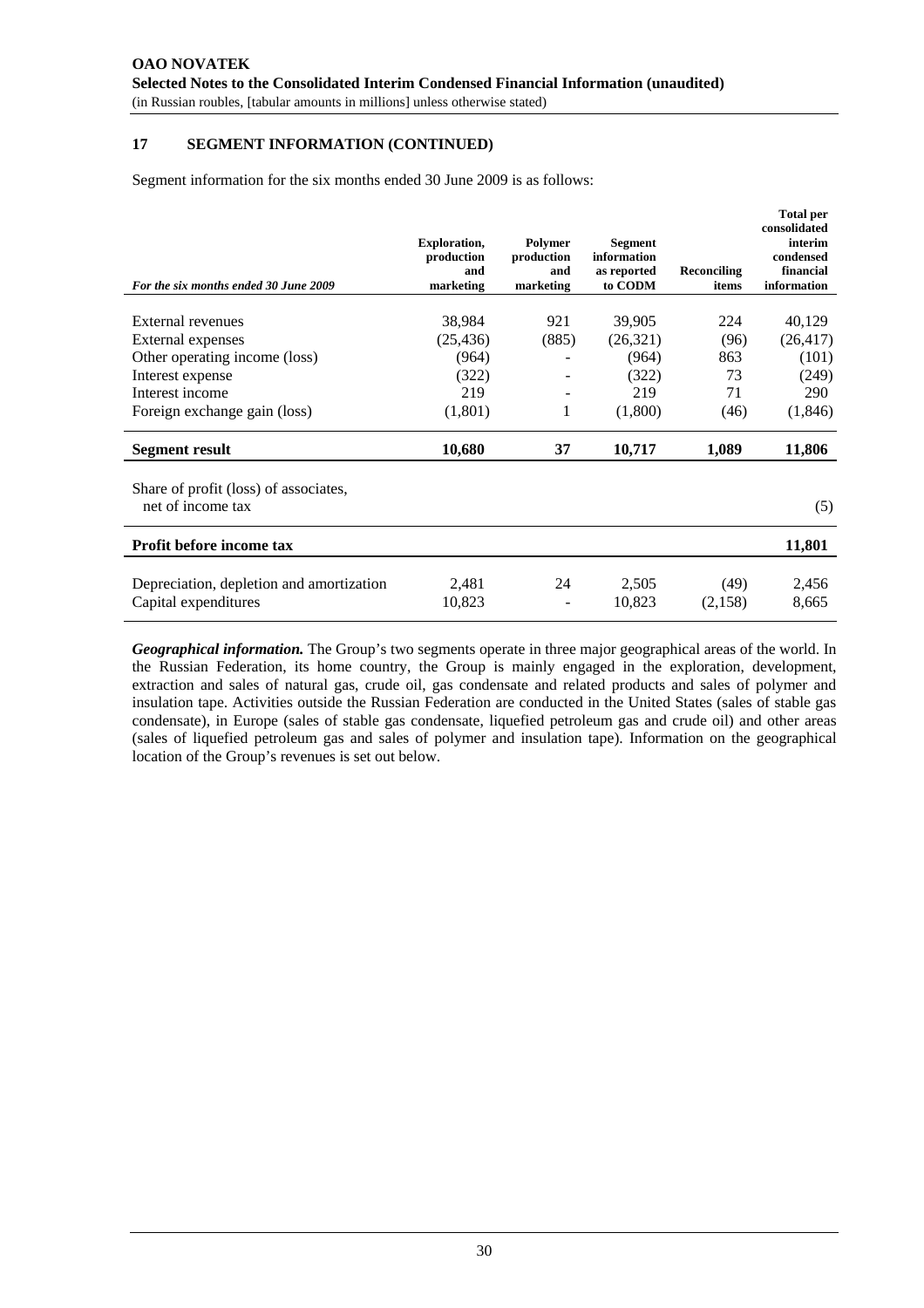## 17 SEGMENT INFORMATION (CONTINUED)

Segment information for the six months ended 30 June 2009 is as follows:

| *For the six months ended 30 June 2009* | Exploration, production and marketing | Polymer production and marketing | Segment information as reported to CODM | Reconciling items | Total per consolidated interim condensed financial information |
|---|---|---|---|---|---|
| External revenues | 38,984 | 921 | 39,905 | 224 | 40,129 |
| External expenses | (25,436) | (885) | (26,321) | (96) | (26,417) |
| Other operating income (loss) | (964) | - | (964) | 863 | (101) |
| Interest expense | (322) | - | (322) | 73 | (249) |
| Interest income | 219 | - | 219 | 71 | 290 |
| Foreign exchange gain (loss) | (1,801) | 1 | (1,800) | (46) | (1,846) |
| **Segment result** | **10,680** | **37** | **10,717** | **1,089** | **11,806** |
| Share of profit (loss) of associates, net of income tax | | | | | (5) |
| **Profit before income tax** | | | | | **11,801** |
| Depreciation, depletion and amortization | 2,481 | 24 | 2,505 | (49) | 2,456 |
| Capital expenditures | 10,823 | - | 10,823 | (2,158) | 8,665 |

***Geographical information.*** The Group's two segments operate in three major geographical areas of the world. In the Russian Federation, its home country, the Group is mainly engaged in the exploration, development, extraction and sales of natural gas, crude oil, gas condensate and related products and sales of polymer and insulation tape. Activities outside the Russian Federation are conducted in the United States (sales of stable gas condensate), in Europe (sales of stable gas condensate, liquefied petroleum gas and crude oil) and other areas (sales of liquefied petroleum gas and sales of polymer and insulation tape). Information on the geographical location of the Group's revenues is set out below.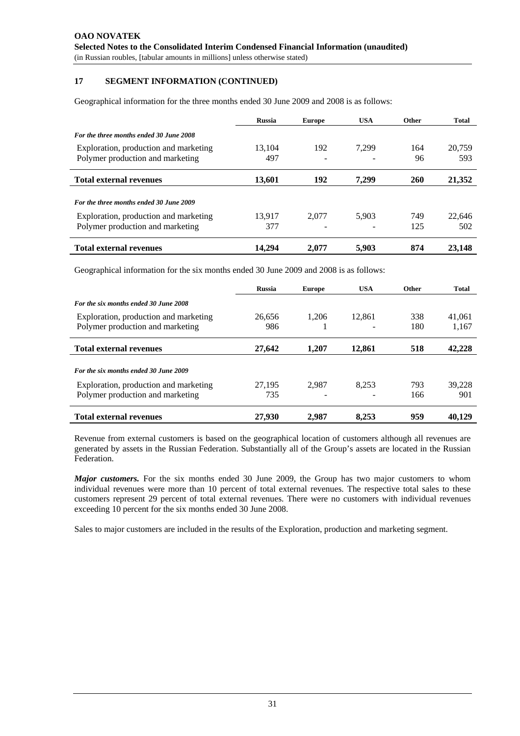**OAO NOVATEK**
**Selected Notes to the Consolidated Interim Condensed Financial Information (unaudited)**
(in Russian roubles, [tabular amounts in millions] unless otherwise stated)

## 17 SEGMENT INFORMATION (CONTINUED)

Geographical information for the three months ended 30 June 2009 and 2008 is as follows:

| | Russia | Europe | USA | Other | Total |
|---|---|---|---|---|---|
| *For the three months ended 30 June 2008* | | | | | |
| Exploration, production and marketing | 13,104 | 192 | 7,299 | 164 | 20,759 |
| Polymer production and marketing | 497 | - | - | 96 | 593 |
| **Total external revenues** | **13,601** | **192** | **7,299** | **260** | **21,352** |
| *For the three months ended 30 June 2009* | | | | | |
| Exploration, production and marketing | 13,917 | 2,077 | 5,903 | 749 | 22,646 |
| Polymer production and marketing | 377 | - | - | 125 | 502 |
| **Total external revenues** | **14,294** | **2,077** | **5,903** | **874** | **23,148** |

Geographical information for the six months ended 30 June 2009 and 2008 is as follows:

| | Russia | Europe | USA | Other | Total |
|---|---|---|---|---|---|
| *For the six months ended 30 June 2008* | | | | | |
| Exploration, production and marketing | 26,656 | 1,206 | 12,861 | 338 | 41,061 |
| Polymer production and marketing | 986 | 1 | - | 180 | 1,167 |
| **Total external revenues** | **27,642** | **1,207** | **12,861** | **518** | **42,228** |
| *For the six months ended 30 June 2009* | | | | | |
| Exploration, production and marketing | 27,195 | 2,987 | 8,253 | 793 | 39,228 |
| Polymer production and marketing | 735 | - | - | 166 | 901 |
| **Total external revenues** | **27,930** | **2,987** | **8,253** | **959** | **40,129** |

Revenue from external customers is based on the geographical location of customers although all revenues are generated by assets in the Russian Federation. Substantially all of the Group's assets are located in the Russian Federation.

***Major customers.*** For the six months ended 30 June 2009, the Group has two major customers to whom individual revenues were more than 10 percent of total external revenues. The respective total sales to these customers represent 29 percent of total external revenues. There were no customers with individual revenues exceeding 10 percent for the six months ended 30 June 2008.

Sales to major customers are included in the results of the Exploration, production and marketing segment.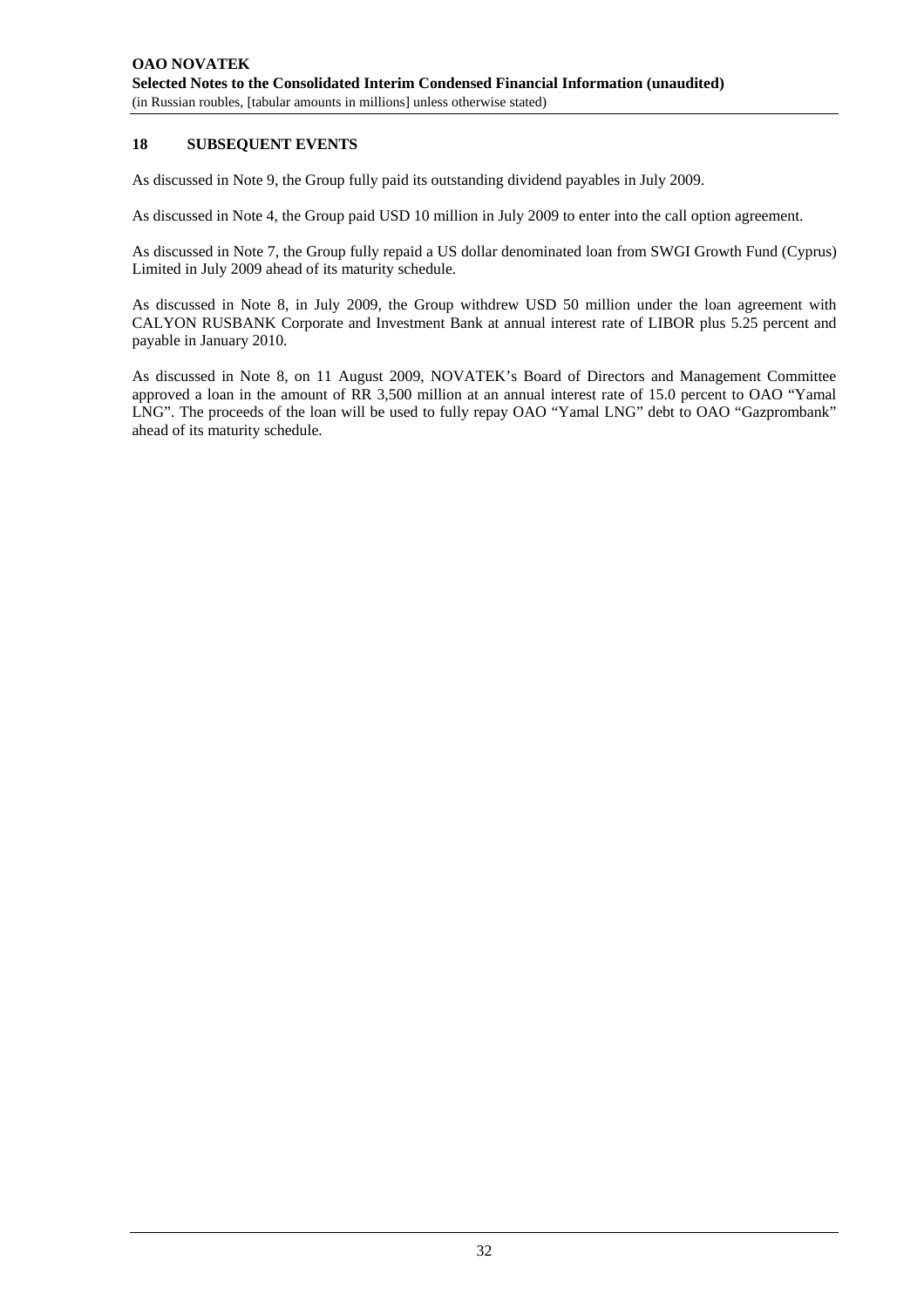## 18 SUBSEQUENT EVENTS

As discussed in Note 9, the Group fully paid its outstanding dividend payables in July 2009.

As discussed in Note 4, the Group paid USD 10 million in July 2009 to enter into the call option agreement.

As discussed in Note 7, the Group fully repaid a US dollar denominated loan from SWGI Growth Fund (Cyprus) Limited in July 2009 ahead of its maturity schedule.

As discussed in Note 8, in July 2009, the Group withdrew USD 50 million under the loan agreement with CALYON RUSBANK Corporate and Investment Bank at annual interest rate of LIBOR plus 5.25 percent and payable in January 2010.

As discussed in Note 8, on 11 August 2009, NOVATEK's Board of Directors and Management Committee approved a loan in the amount of RR 3,500 million at an annual interest rate of 15.0 percent to OAO "Yamal LNG". The proceeds of the loan will be used to fully repay OAO "Yamal LNG" debt to OAO "Gazprombank" ahead of its maturity schedule.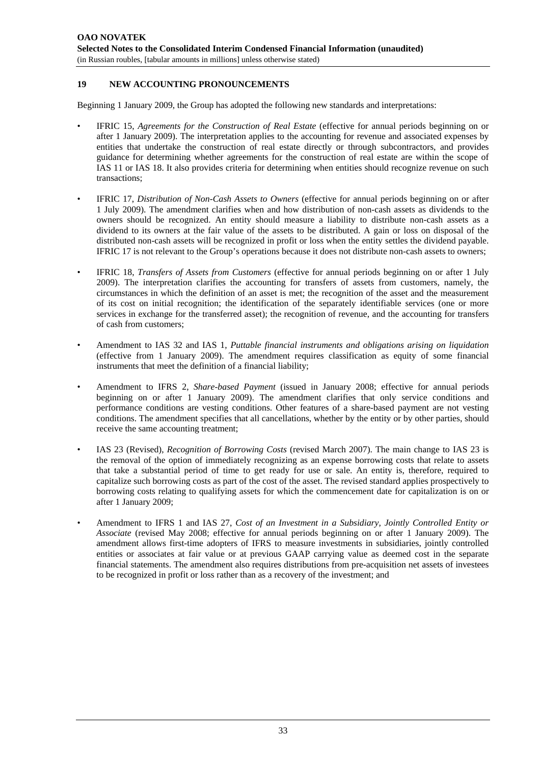## 19 NEW ACCOUNTING PRONOUNCEMENTS

Beginning 1 January 2009, the Group has adopted the following new standards and interpretations:

- IFRIC 15, *Agreements for the Construction of Real Estate* (effective for annual periods beginning on or after 1 January 2009). The interpretation applies to the accounting for revenue and associated expenses by entities that undertake the construction of real estate directly or through subcontractors, and provides guidance for determining whether agreements for the construction of real estate are within the scope of IAS 11 or IAS 18. It also provides criteria for determining when entities should recognize revenue on such transactions;

- IFRIC 17, *Distribution of Non-Cash Assets to Owners* (effective for annual periods beginning on or after 1 July 2009). The amendment clarifies when and how distribution of non-cash assets as dividends to the owners should be recognized. An entity should measure a liability to distribute non-cash assets as a dividend to its owners at the fair value of the assets to be distributed. A gain or loss on disposal of the distributed non-cash assets will be recognized in profit or loss when the entity settles the dividend payable. IFRIC 17 is not relevant to the Group's operations because it does not distribute non-cash assets to owners;

- IFRIC 18, *Transfers of Assets from Customers* (effective for annual periods beginning on or after 1 July 2009). The interpretation clarifies the accounting for transfers of assets from customers, namely, the circumstances in which the definition of an asset is met; the recognition of the asset and the measurement of its cost on initial recognition; the identification of the separately identifiable services (one or more services in exchange for the transferred asset); the recognition of revenue, and the accounting for transfers of cash from customers;

- Amendment to IAS 32 and IAS 1, *Puttable financial instruments and obligations arising on liquidation* (effective from 1 January 2009). The amendment requires classification as equity of some financial instruments that meet the definition of a financial liability;

- Amendment to IFRS 2, *Share-based Payment* (issued in January 2008; effective for annual periods beginning on or after 1 January 2009). The amendment clarifies that only service conditions and performance conditions are vesting conditions. Other features of a share-based payment are not vesting conditions. The amendment specifies that all cancellations, whether by the entity or by other parties, should receive the same accounting treatment;

- IAS 23 (Revised), *Recognition of Borrowing Costs* (revised March 2007). The main change to IAS 23 is the removal of the option of immediately recognizing as an expense borrowing costs that relate to assets that take a substantial period of time to get ready for use or sale. An entity is, therefore, required to capitalize such borrowing costs as part of the cost of the asset. The revised standard applies prospectively to borrowing costs relating to qualifying assets for which the commencement date for capitalization is on or after 1 January 2009;

- Amendment to IFRS 1 and IAS 27, *Cost of an Investment in a Subsidiary, Jointly Controlled Entity or Associate* (revised May 2008; effective for annual periods beginning on or after 1 January 2009). The amendment allows first-time adopters of IFRS to measure investments in subsidiaries, jointly controlled entities or associates at fair value or at previous GAAP carrying value as deemed cost in the separate financial statements. The amendment also requires distributions from pre-acquisition net assets of investees to be recognized in profit or loss rather than as a recovery of the investment; and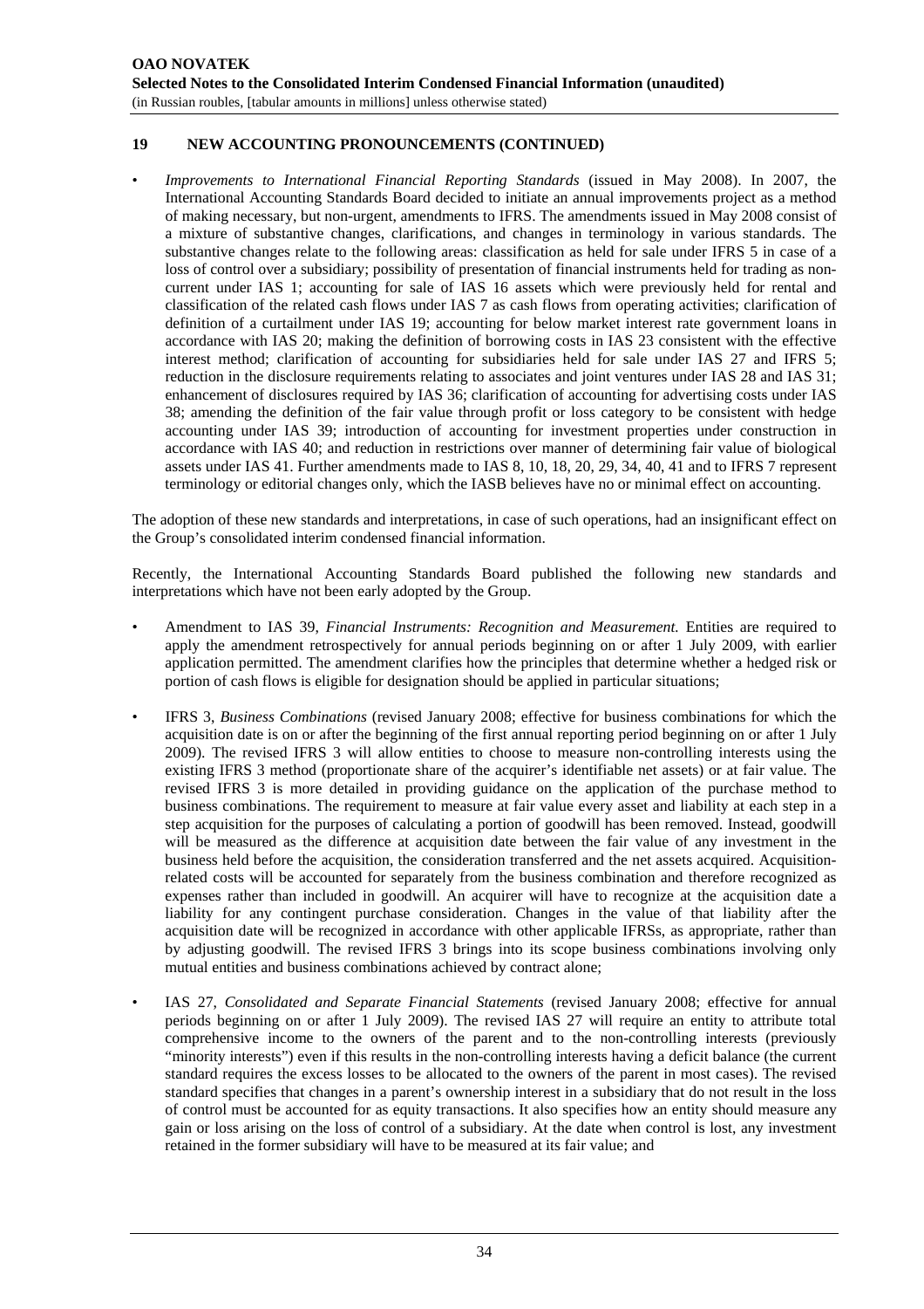## 19 NEW ACCOUNTING PRONOUNCEMENTS (CONTINUED)

- *Improvements to International Financial Reporting Standards* (issued in May 2008). In 2007, the International Accounting Standards Board decided to initiate an annual improvements project as a method of making necessary, but non-urgent, amendments to IFRS. The amendments issued in May 2008 consist of a mixture of substantive changes, clarifications, and changes in terminology in various standards. The substantive changes relate to the following areas: classification as held for sale under IFRS 5 in case of a loss of control over a subsidiary; possibility of presentation of financial instruments held for trading as non-current under IAS 1; accounting for sale of IAS 16 assets which were previously held for rental and classification of the related cash flows under IAS 7 as cash flows from operating activities; clarification of definition of a curtailment under IAS 19; accounting for below market interest rate government loans in accordance with IAS 20; making the definition of borrowing costs in IAS 23 consistent with the effective interest method; clarification of accounting for subsidiaries held for sale under IAS 27 and IFRS 5; reduction in the disclosure requirements relating to associates and joint ventures under IAS 28 and IAS 31; enhancement of disclosures required by IAS 36; clarification of accounting for advertising costs under IAS 38; amending the definition of the fair value through profit or loss category to be consistent with hedge accounting under IAS 39; introduction of accounting for investment properties under construction in accordance with IAS 40; and reduction in restrictions over manner of determining fair value of biological assets under IAS 41. Further amendments made to IAS 8, 10, 18, 20, 29, 34, 40, 41 and to IFRS 7 represent terminology or editorial changes only, which the IASB believes have no or minimal effect on accounting.

The adoption of these new standards and interpretations, in case of such operations, had an insignificant effect on the Group's consolidated interim condensed financial information.

Recently, the International Accounting Standards Board published the following new standards and interpretations which have not been early adopted by the Group.

- Amendment to IAS 39, *Financial Instruments: Recognition and Measurement.* Entities are required to apply the amendment retrospectively for annual periods beginning on or after 1 July 2009, with earlier application permitted. The amendment clarifies how the principles that determine whether a hedged risk or portion of cash flows is eligible for designation should be applied in particular situations;

- IFRS 3, *Business Combinations* (revised January 2008; effective for business combinations for which the acquisition date is on or after the beginning of the first annual reporting period beginning on or after 1 July 2009). The revised IFRS 3 will allow entities to choose to measure non-controlling interests using the existing IFRS 3 method (proportionate share of the acquirer's identifiable net assets) or at fair value. The revised IFRS 3 is more detailed in providing guidance on the application of the purchase method to business combinations. The requirement to measure at fair value every asset and liability at each step in a step acquisition for the purposes of calculating a portion of goodwill has been removed. Instead, goodwill will be measured as the difference at acquisition date between the fair value of any investment in the business held before the acquisition, the consideration transferred and the net assets acquired. Acquisition-related costs will be accounted for separately from the business combination and therefore recognized as expenses rather than included in goodwill. An acquirer will have to recognize at the acquisition date a liability for any contingent purchase consideration. Changes in the value of that liability after the acquisition date will be recognized in accordance with other applicable IFRSs, as appropriate, rather than by adjusting goodwill. The revised IFRS 3 brings into its scope business combinations involving only mutual entities and business combinations achieved by contract alone;

- IAS 27, *Consolidated and Separate Financial Statements* (revised January 2008; effective for annual periods beginning on or after 1 July 2009). The revised IAS 27 will require an entity to attribute total comprehensive income to the owners of the parent and to the non-controlling interests (previously "minority interests") even if this results in the non-controlling interests having a deficit balance (the current standard requires the excess losses to be allocated to the owners of the parent in most cases). The revised standard specifies that changes in a parent's ownership interest in a subsidiary that do not result in the loss of control must be accounted for as equity transactions. It also specifies how an entity should measure any gain or loss arising on the loss of control of a subsidiary. At the date when control is lost, any investment retained in the former subsidiary will have to be measured at its fair value; and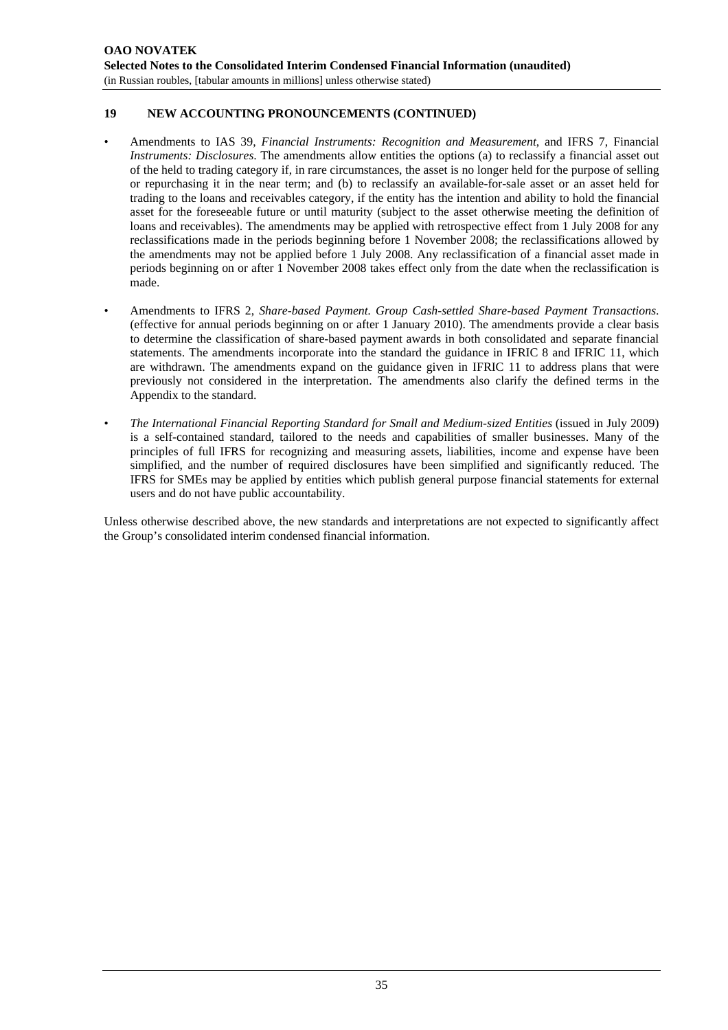## 19 NEW ACCOUNTING PRONOUNCEMENTS (CONTINUED)

- Amendments to IAS 39, *Financial Instruments: Recognition and Measurement*, and IFRS 7, Financial *Instruments: Disclosures*. The amendments allow entities the options (a) to reclassify a financial asset out of the held to trading category if, in rare circumstances, the asset is no longer held for the purpose of selling or repurchasing it in the near term; and (b) to reclassify an available-for-sale asset or an asset held for trading to the loans and receivables category, if the entity has the intention and ability to hold the financial asset for the foreseeable future or until maturity (subject to the asset otherwise meeting the definition of loans and receivables). The amendments may be applied with retrospective effect from 1 July 2008 for any reclassifications made in the periods beginning before 1 November 2008; the reclassifications allowed by the amendments may not be applied before 1 July 2008. Any reclassification of a financial asset made in periods beginning on or after 1 November 2008 takes effect only from the date when the reclassification is made.

- Amendments to IFRS 2, *Share-based Payment. Group Cash-settled Share-based Payment Transactions*. (effective for annual periods beginning on or after 1 January 2010). The amendments provide a clear basis to determine the classification of share-based payment awards in both consolidated and separate financial statements. The amendments incorporate into the standard the guidance in IFRIC 8 and IFRIC 11, which are withdrawn. The amendments expand on the guidance given in IFRIC 11 to address plans that were previously not considered in the interpretation. The amendments also clarify the defined terms in the Appendix to the standard.

- *The International Financial Reporting Standard for Small and Medium-sized Entities* (issued in July 2009) is a self-contained standard, tailored to the needs and capabilities of smaller businesses. Many of the principles of full IFRS for recognizing and measuring assets, liabilities, income and expense have been simplified, and the number of required disclosures have been simplified and significantly reduced. The IFRS for SMEs may be applied by entities which publish general purpose financial statements for external users and do not have public accountability.

Unless otherwise described above, the new standards and interpretations are not expected to significantly affect the Group's consolidated interim condensed financial information.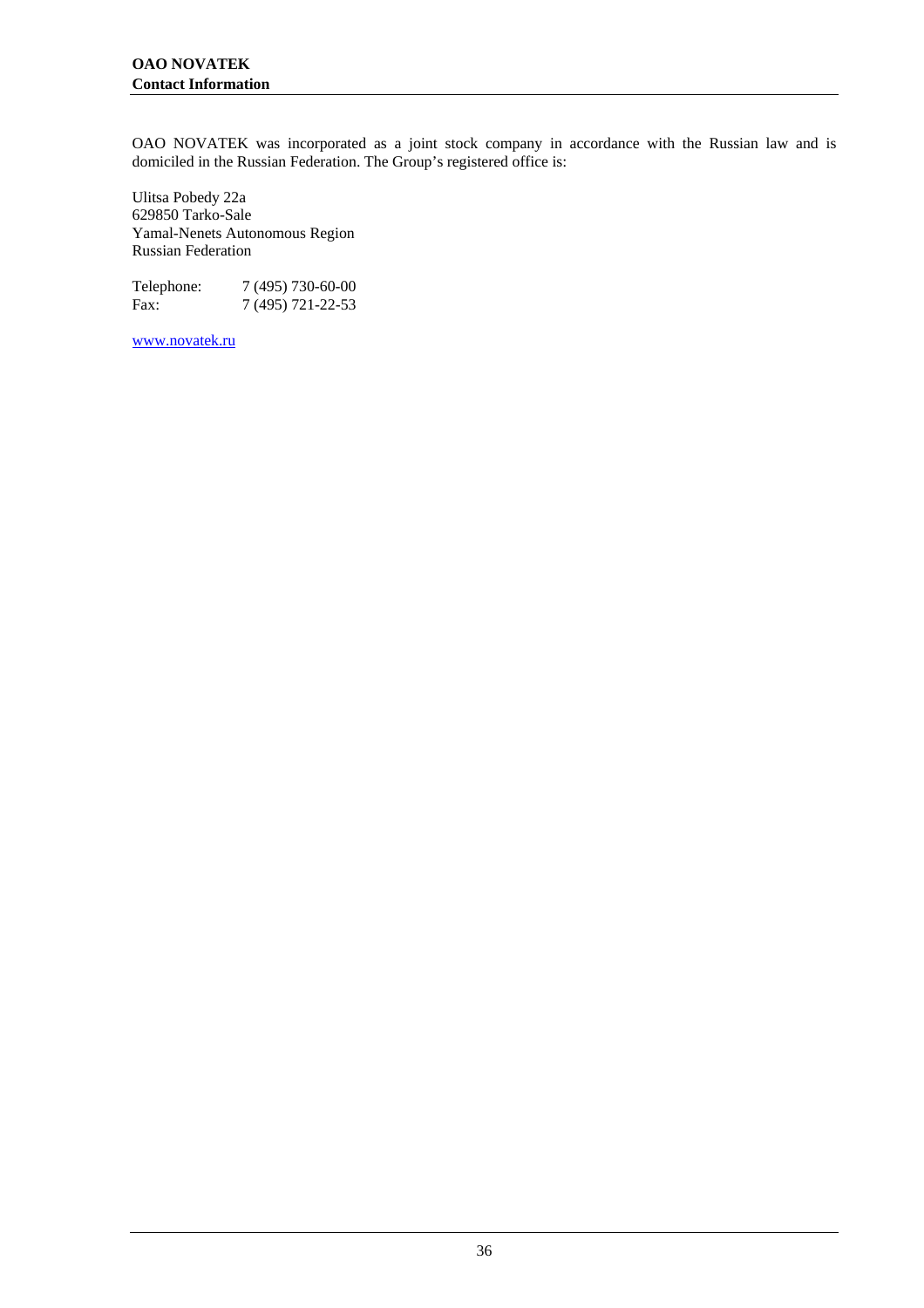**OAO NOVATEK**
**Contact Information**

OAO NOVATEK was incorporated as a joint stock company in accordance with the Russian law and is domiciled in the Russian Federation. The Group's registered office is:

Ulitsa Pobedy 22a
629850 Tarko-Sale
Yamal-Nenets Autonomous Region
Russian Federation

| | |
|---|---|
| Telephone: | 7 (495) 730-60-00 |
| Fax: | 7 (495) 721-22-53 |

www.novatek.ru